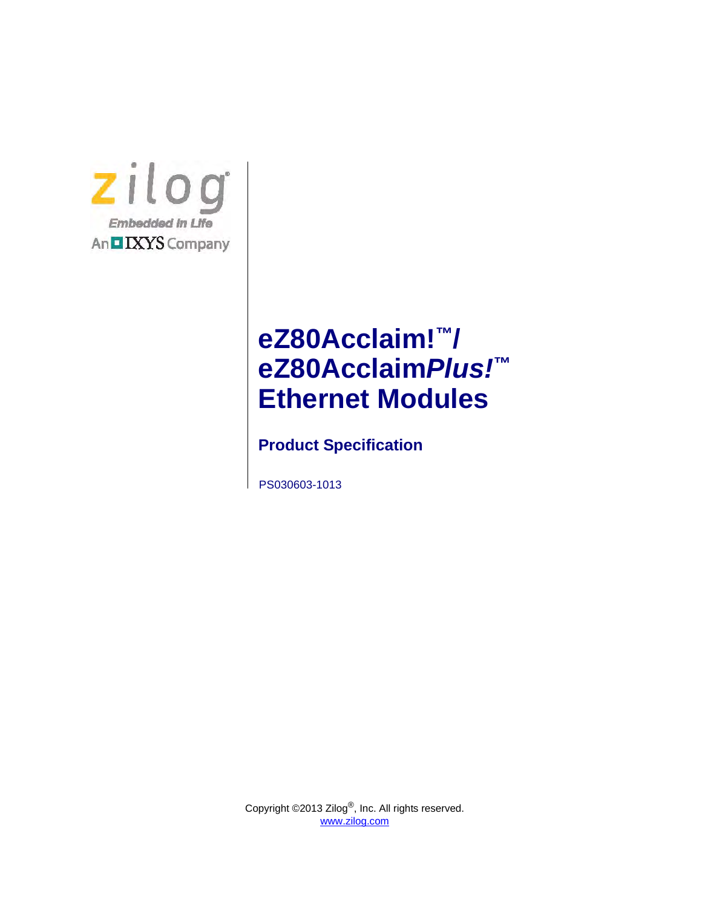zilog

Embedded in Life

An IXYS Company

# eZ80Acclaim!™/ eZ80Acclaim*Plus!*™ Ethernet Modules

## Product Specification

PS030603-1013

Copyright ©2013 Zilog®, Inc. All rights reserved.
www.zilog.com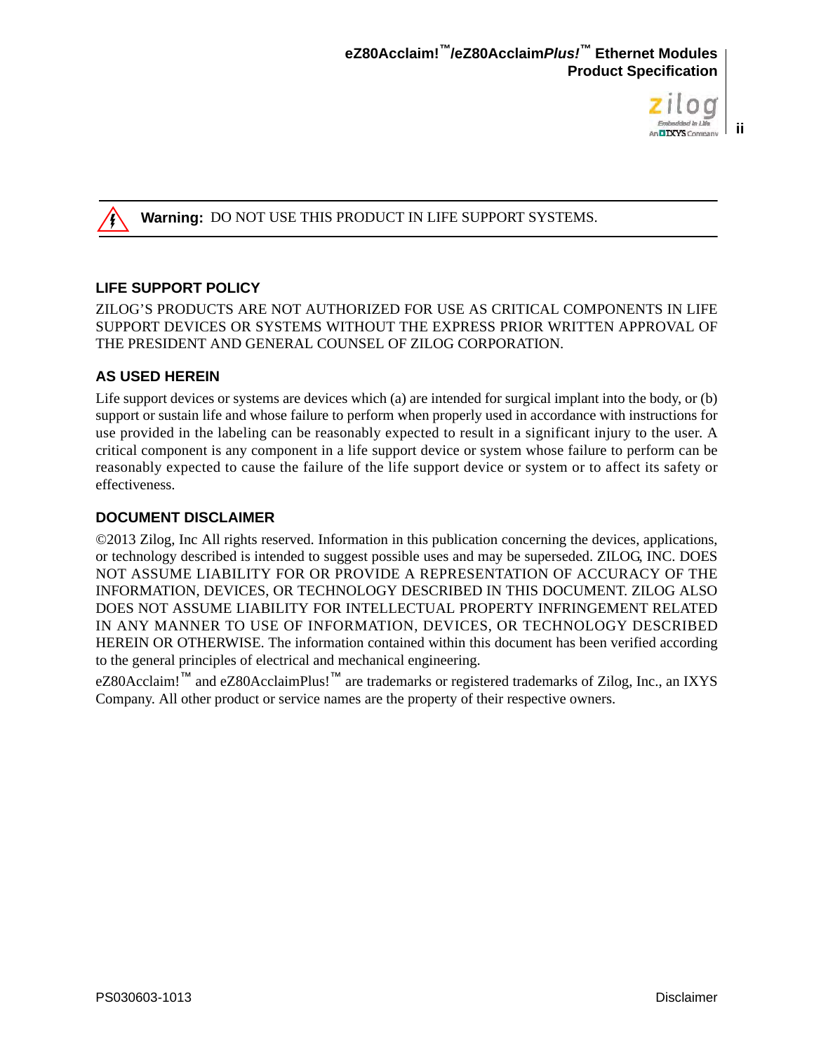**Warning:** DO NOT USE THIS PRODUCT IN LIFE SUPPORT SYSTEMS.

## LIFE SUPPORT POLICY

ZILOG'S PRODUCTS ARE NOT AUTHORIZED FOR USE AS CRITICAL COMPONENTS IN LIFE SUPPORT DEVICES OR SYSTEMS WITHOUT THE EXPRESS PRIOR WRITTEN APPROVAL OF THE PRESIDENT AND GENERAL COUNSEL OF ZILOG CORPORATION.

## AS USED HEREIN

Life support devices or systems are devices which (a) are intended for surgical implant into the body, or (b) support or sustain life and whose failure to perform when properly used in accordance with instructions for use provided in the labeling can be reasonably expected to result in a significant injury to the user. A critical component is any component in a life support device or system whose failure to perform can be reasonably expected to cause the failure of the life support device or system or to affect its safety or effectiveness.

## DOCUMENT DISCLAIMER

©2013 Zilog, Inc All rights reserved. Information in this publication concerning the devices, applications, or technology described is intended to suggest possible uses and may be superseded. ZILOG, INC. DOES NOT ASSUME LIABILITY FOR OR PROVIDE A REPRESENTATION OF ACCURACY OF THE INFORMATION, DEVICES, OR TECHNOLOGY DESCRIBED IN THIS DOCUMENT. ZILOG ALSO DOES NOT ASSUME LIABILITY FOR INTELLECTUAL PROPERTY INFRINGEMENT RELATED IN ANY MANNER TO USE OF INFORMATION, DEVICES, OR TECHNOLOGY DESCRIBED HEREIN OR OTHERWISE. The information contained within this document has been verified according to the general principles of electrical and mechanical engineering.

eZ80Acclaim!™ and eZ80AcclaimPlus!™ are trademarks or registered trademarks of Zilog, Inc., an IXYS Company. All other product or service names are the property of their respective owners.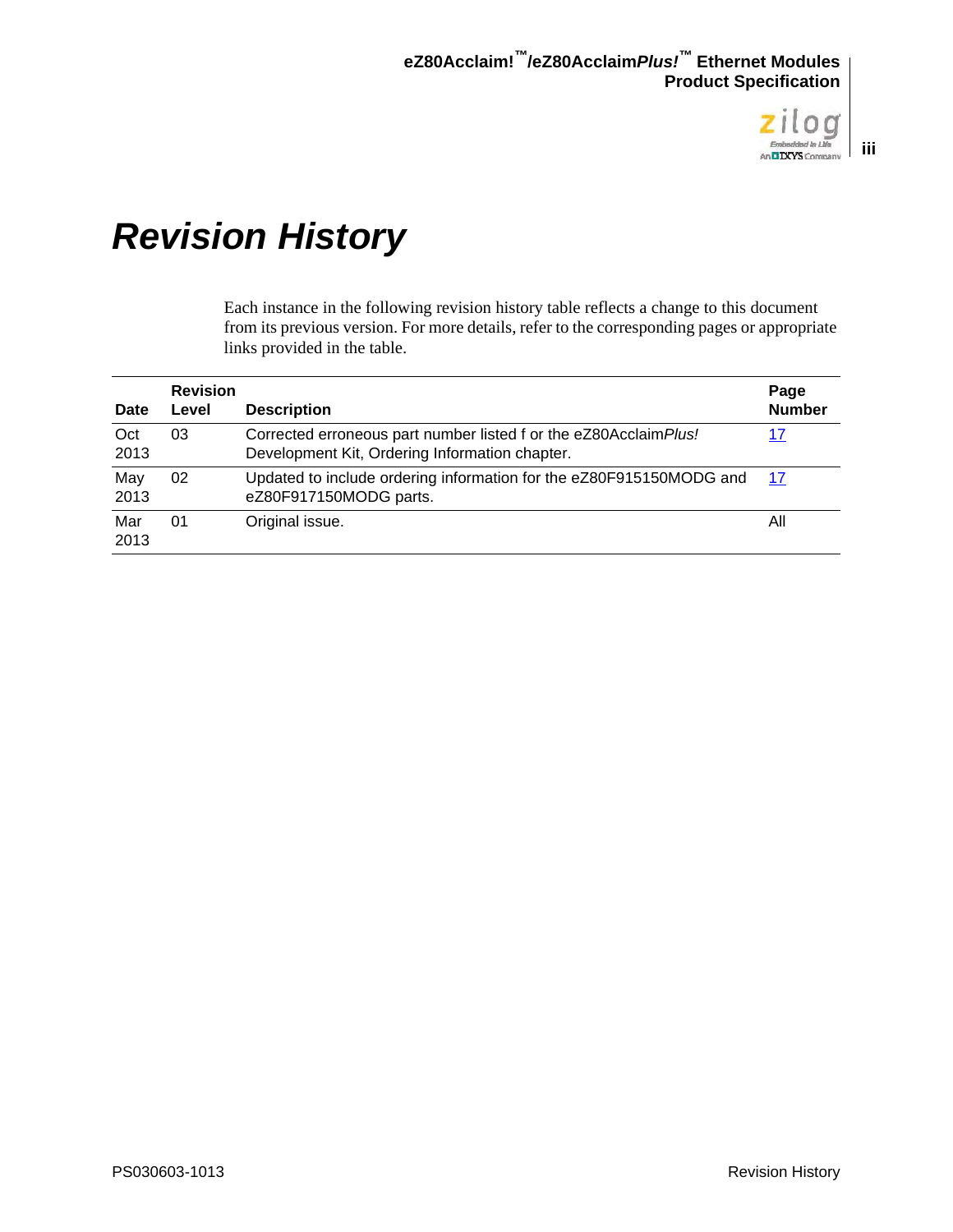# Revision History

Each instance in the following revision history table reflects a change to this document from its previous version. For more details, refer to the corresponding pages or appropriate links provided in the table.

| Date | Revision Level | Description | Page Number |
|---|---|---|---|
| Oct 2013 | 03 | Corrected erroneous part number listed f or the eZ80Acclaim*Plus!* Development Kit, Ordering Information chapter. | 17 |
| May 2013 | 02 | Updated to include ordering information for the eZ80F915150MODG and eZ80F917150MODG parts. | 17 |
| Mar 2013 | 01 | Original issue. | All |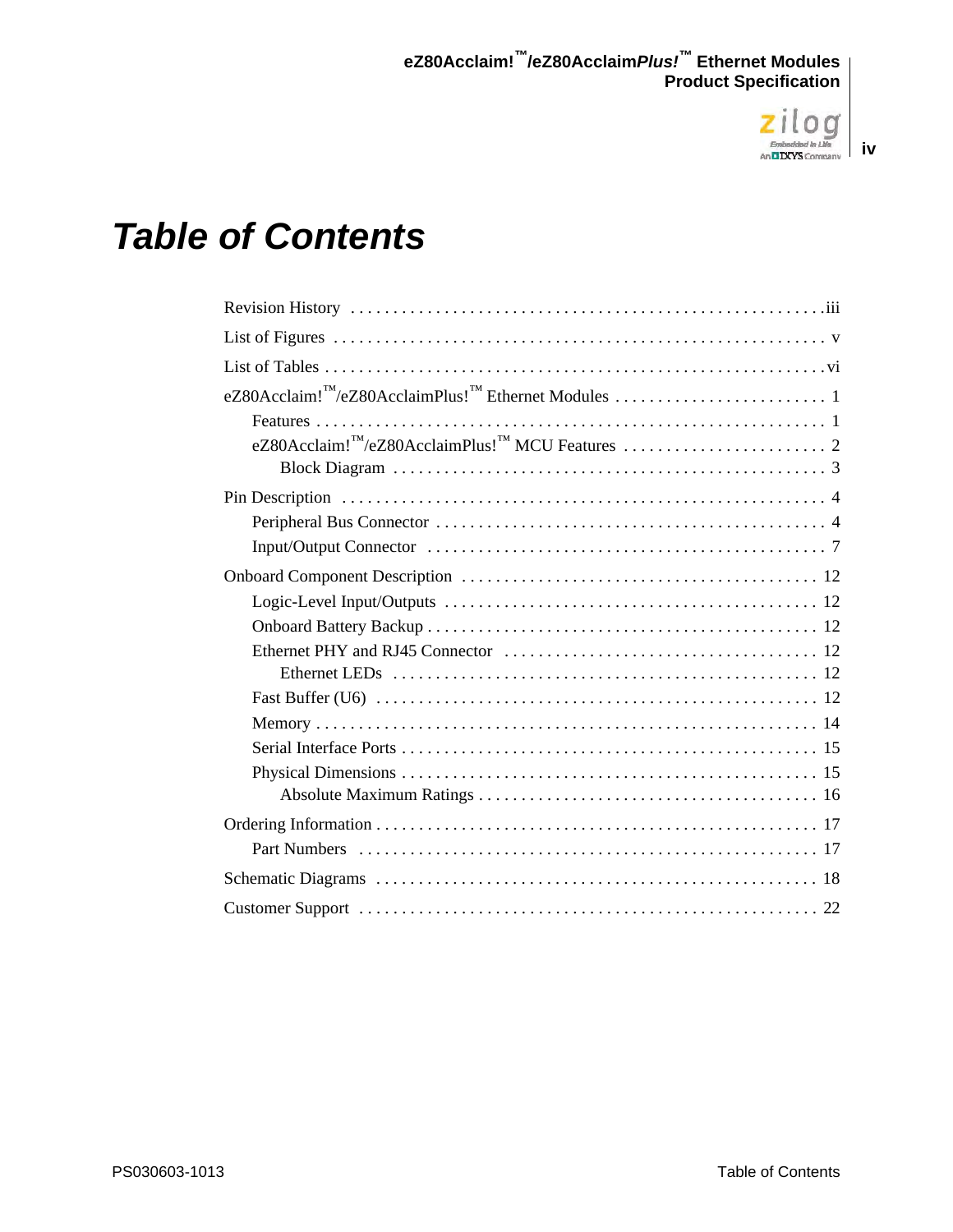# Table of Contents

Revision History . . . . . . . . . . . . . . . . . . . . . . . . . . . . . . . . . . . . . . . . . . . . . . . . . . . . . iii

List of Figures . . . . . . . . . . . . . . . . . . . . . . . . . . . . . . . . . . . . . . . . . . . . . . . . . . . . . . v

List of Tables . . . . . . . . . . . . . . . . . . . . . . . . . . . . . . . . . . . . . . . . . . . . . . . . . . . . . . vi

eZ80Acclaim!™/eZ80AcclaimPlus!™ Ethernet Modules . . . . . . . . . . . . . . . . . . . . . . . . . 1

- Features . . . . . . . . . . . . . . . . . . . . . . . . . . . . . . . . . . . . . . . . . . . . . . . . . . . . . . 1
- eZ80Acclaim!™/eZ80AcclaimPlus!™ MCU Features . . . . . . . . . . . . . . . . . . . . . . . . 2
  - Block Diagram . . . . . . . . . . . . . . . . . . . . . . . . . . . . . . . . . . . . . . . . . . . . . . . . 3

Pin Description . . . . . . . . . . . . . . . . . . . . . . . . . . . . . . . . . . . . . . . . . . . . . . . . . . . . . 4

- Peripheral Bus Connector . . . . . . . . . . . . . . . . . . . . . . . . . . . . . . . . . . . . . . . . . . . 4
- Input/Output Connector . . . . . . . . . . . . . . . . . . . . . . . . . . . . . . . . . . . . . . . . . . . . 7

Onboard Component Description . . . . . . . . . . . . . . . . . . . . . . . . . . . . . . . . . . . . . . . 12

- Logic-Level Input/Outputs . . . . . . . . . . . . . . . . . . . . . . . . . . . . . . . . . . . . . . . . . 12
- Onboard Battery Backup . . . . . . . . . . . . . . . . . . . . . . . . . . . . . . . . . . . . . . . . . . . 12
- Ethernet PHY and RJ45 Connector . . . . . . . . . . . . . . . . . . . . . . . . . . . . . . . . . . . 12
  - Ethernet LEDs . . . . . . . . . . . . . . . . . . . . . . . . . . . . . . . . . . . . . . . . . . . . . . . 12
- Fast Buffer (U6) . . . . . . . . . . . . . . . . . . . . . . . . . . . . . . . . . . . . . . . . . . . . . . . . . 12
- Memory . . . . . . . . . . . . . . . . . . . . . . . . . . . . . . . . . . . . . . . . . . . . . . . . . . . . . . . 14
- Serial Interface Ports . . . . . . . . . . . . . . . . . . . . . . . . . . . . . . . . . . . . . . . . . . . . . . 15
- Physical Dimensions . . . . . . . . . . . . . . . . . . . . . . . . . . . . . . . . . . . . . . . . . . . . . . 15
  - Absolute Maximum Ratings . . . . . . . . . . . . . . . . . . . . . . . . . . . . . . . . . . . . . . 16

Ordering Information . . . . . . . . . . . . . . . . . . . . . . . . . . . . . . . . . . . . . . . . . . . . . . . . 17

- Part Numbers . . . . . . . . . . . . . . . . . . . . . . . . . . . . . . . . . . . . . . . . . . . . . . . . . . . 17

Schematic Diagrams . . . . . . . . . . . . . . . . . . . . . . . . . . . . . . . . . . . . . . . . . . . . . . . . . 18

Customer Support . . . . . . . . . . . . . . . . . . . . . . . . . . . . . . . . . . . . . . . . . . . . . . . . . . . 22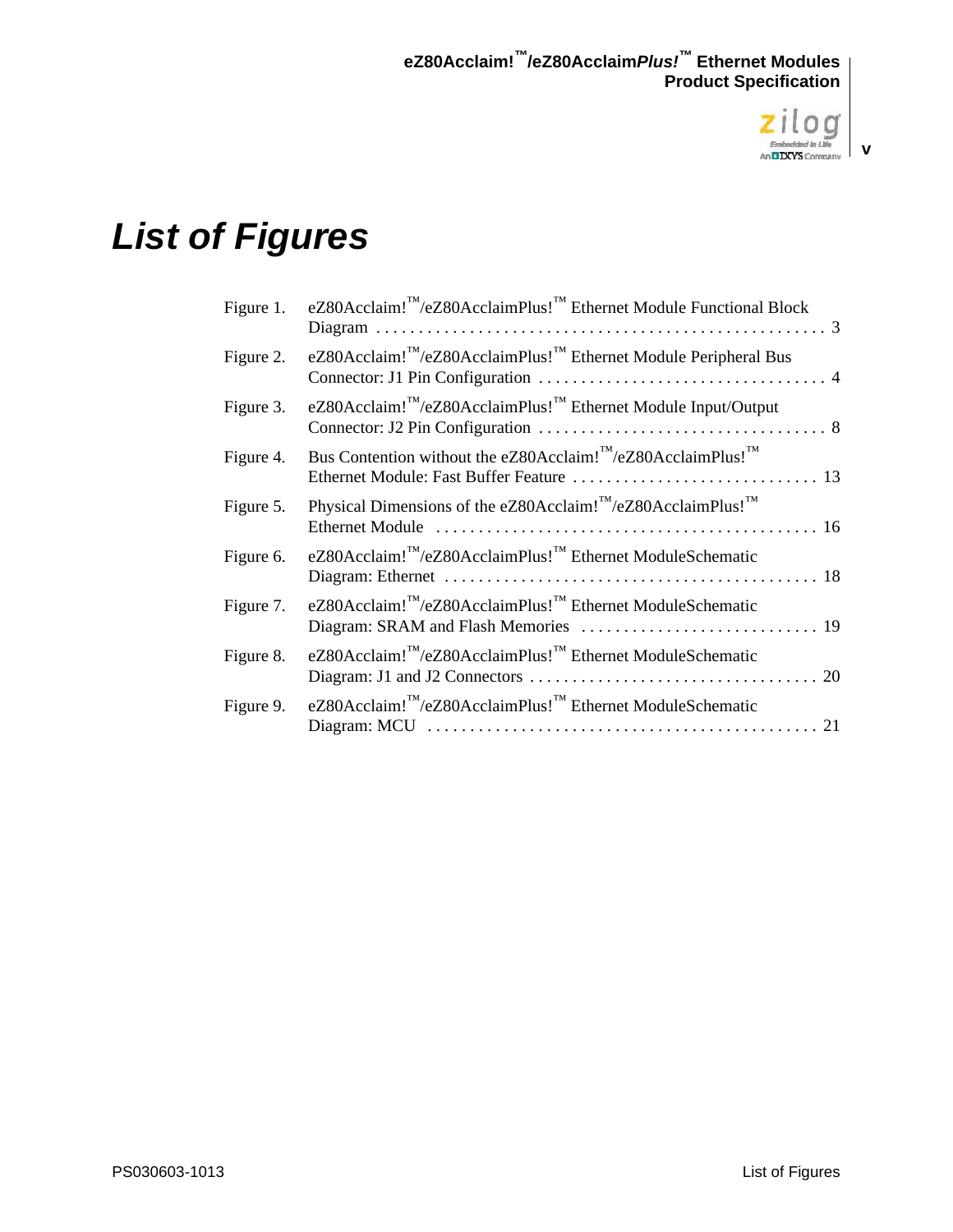# List of Figures

| | | |
|---|---|---|
| Figure 1. | eZ80Acclaim!™/eZ80AcclaimPlus!™ Ethernet Module Functional Block Diagram | 3 |
| Figure 2. | eZ80Acclaim!™/eZ80AcclaimPlus!™ Ethernet Module Peripheral Bus Connector: J1 Pin Configuration | 4 |
| Figure 3. | eZ80Acclaim!™/eZ80AcclaimPlus!™ Ethernet Module Input/Output Connector: J2 Pin Configuration | 8 |
| Figure 4. | Bus Contention without the eZ80Acclaim!™/eZ80AcclaimPlus!™ Ethernet Module: Fast Buffer Feature | 13 |
| Figure 5. | Physical Dimensions of the eZ80Acclaim!™/eZ80AcclaimPlus!™ Ethernet Module | 16 |
| Figure 6. | eZ80Acclaim!™/eZ80AcclaimPlus!™ Ethernet ModuleSchematic Diagram: Ethernet | 18 |
| Figure 7. | eZ80Acclaim!™/eZ80AcclaimPlus!™ Ethernet ModuleSchematic Diagram: SRAM and Flash Memories | 19 |
| Figure 8. | eZ80Acclaim!™/eZ80AcclaimPlus!™ Ethernet ModuleSchematic Diagram: J1 and J2 Connectors | 20 |
| Figure 9. | eZ80Acclaim!™/eZ80AcclaimPlus!™ Ethernet ModuleSchematic Diagram: MCU | 21 |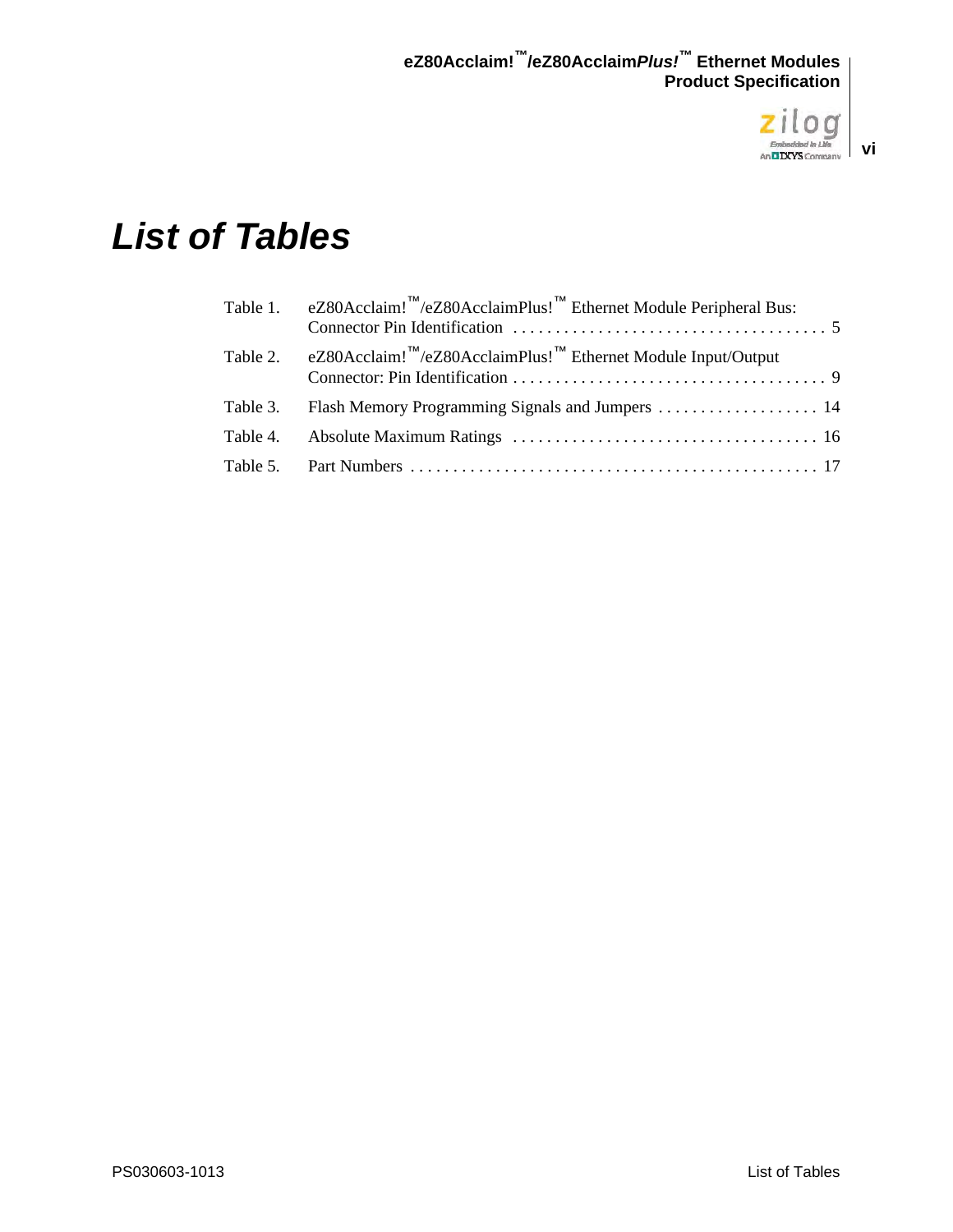# List of Tables

Table 1. eZ80Acclaim!™/eZ80AcclaimPlus!™ Ethernet Module Peripheral Bus: Connector Pin Identification . . . . . . . . . . . . . . . . . . . . . . . . . . . . . . . . . . . . 5

Table 2. eZ80Acclaim!™/eZ80AcclaimPlus!™ Ethernet Module Input/Output Connector: Pin Identification . . . . . . . . . . . . . . . . . . . . . . . . . . . . . . . . . . . . 9

Table 3. Flash Memory Programming Signals and Jumpers . . . . . . . . . . . . . . . . . . . 14

Table 4. Absolute Maximum Ratings . . . . . . . . . . . . . . . . . . . . . . . . . . . . . . . . . . . 16

Table 5. Part Numbers . . . . . . . . . . . . . . . . . . . . . . . . . . . . . . . . . . . . . . . . . . . . . . . 17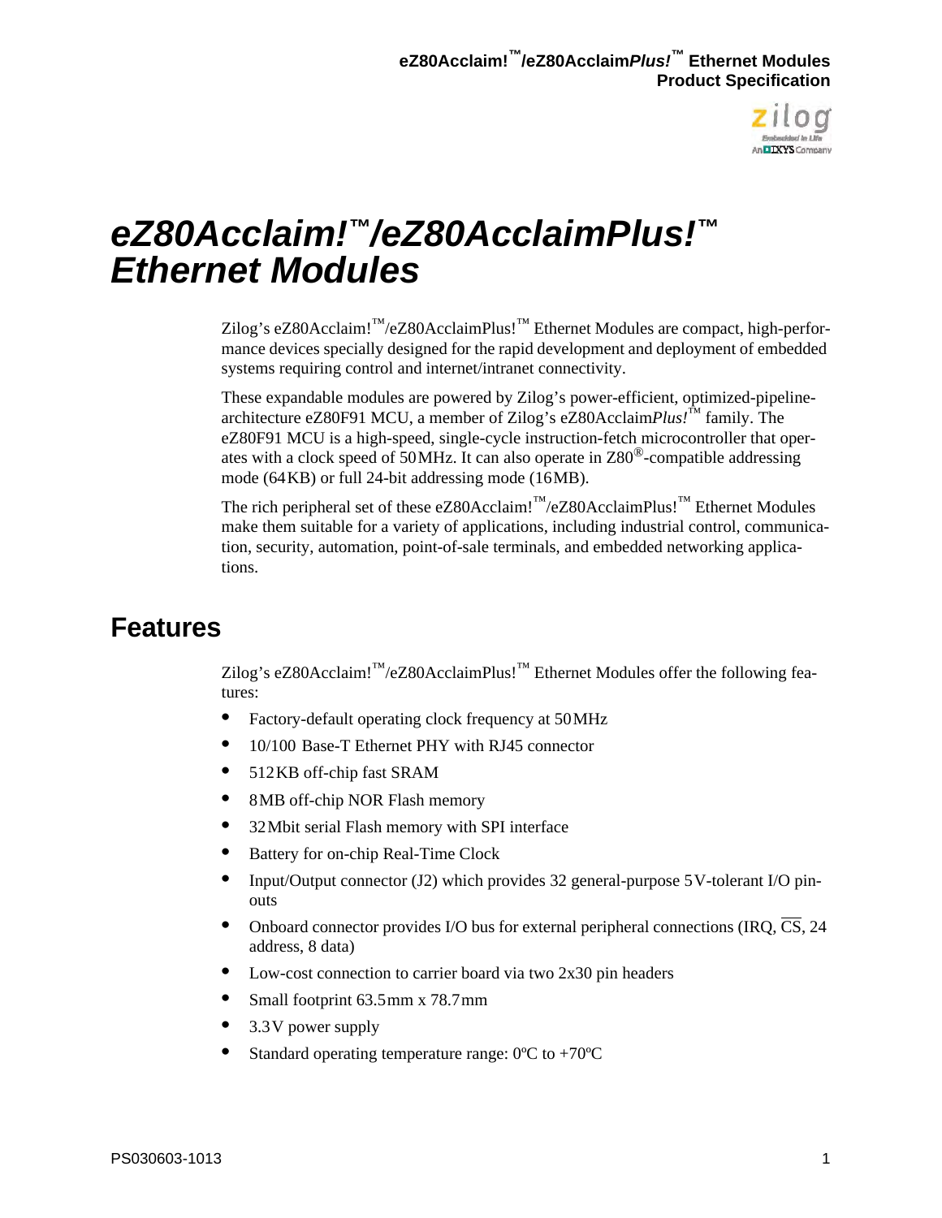# eZ80Acclaim!™/eZ80AcclaimPlus!™ Ethernet Modules

Zilog's eZ80Acclaim!™/eZ80AcclaimPlus!™ Ethernet Modules are compact, high-performance devices specially designed for the rapid development and deployment of embedded systems requiring control and internet/intranet connectivity.

These expandable modules are powered by Zilog's power-efficient, optimized-pipeline-architecture eZ80F91 MCU, a member of Zilog's eZ80Acclaim*Plus!*™ family. The eZ80F91 MCU is a high-speed, single-cycle instruction-fetch microcontroller that operates with a clock speed of 50 MHz. It can also operate in Z80®-compatible addressing mode (64 KB) or full 24-bit addressing mode (16 MB).

The rich peripheral set of these eZ80Acclaim!™/eZ80AcclaimPlus!™ Ethernet Modules make them suitable for a variety of applications, including industrial control, communication, security, automation, point-of-sale terminals, and embedded networking applications.

## Features

Zilog's eZ80Acclaim!™/eZ80AcclaimPlus!™ Ethernet Modules offer the following features:

- Factory-default operating clock frequency at 50 MHz
- 10/100 Base-T Ethernet PHY with RJ45 connector
- 512 KB off-chip fast SRAM
- 8 MB off-chip NOR Flash memory
- 32 Mbit serial Flash memory with SPI interface
- Battery for on-chip Real-Time Clock
- Input/Output connector (J2) which provides 32 general-purpose 5 V-tolerant I/O pinouts
- Onboard connector provides I/O bus for external peripheral connections (IRQ, $\overline{CS}$, 24 address, 8 data)
- Low-cost connection to carrier board via two 2x30 pin headers
- Small footprint 63.5 mm x 78.7 mm
- 3.3 V power supply
- Standard operating temperature range: 0ºC to +70ºC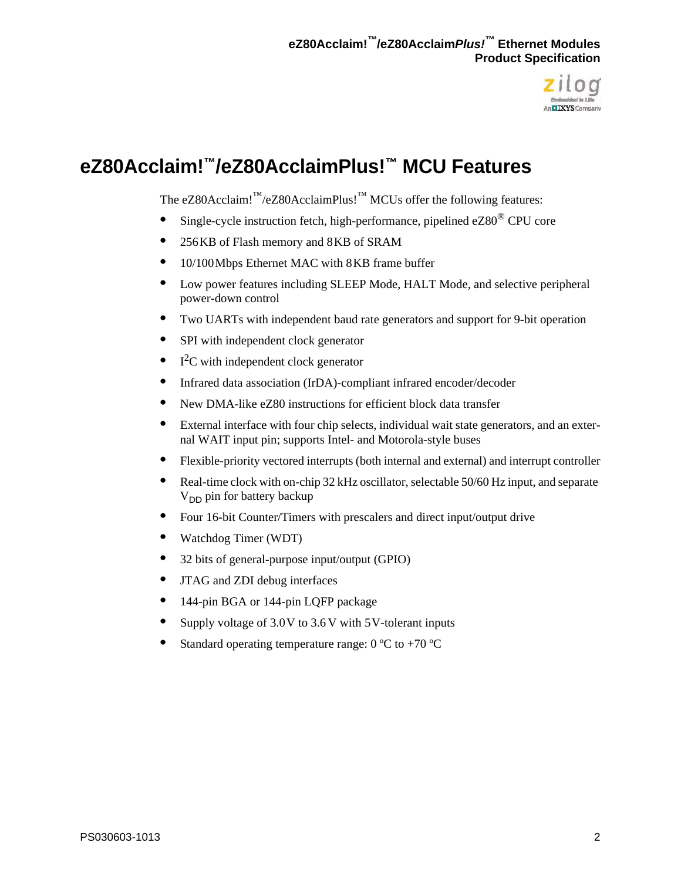# eZ80Acclaim!™/eZ80AcclaimPlus!™ MCU Features

The eZ80Acclaim!™/eZ80AcclaimPlus!™ MCUs offer the following features:

- Single-cycle instruction fetch, high-performance, pipelined eZ80® CPU core
- 256KB of Flash memory and 8KB of SRAM
- 10/100Mbps Ethernet MAC with 8KB frame buffer
- Low power features including SLEEP Mode, HALT Mode, and selective peripheral power-down control
- Two UARTs with independent baud rate generators and support for 9-bit operation
- SPI with independent clock generator
- $I^2C$ with independent clock generator
- Infrared data association (IrDA)-compliant infrared encoder/decoder
- New DMA-like eZ80 instructions for efficient block data transfer
- External interface with four chip selects, individual wait state generators, and an external WAIT input pin; supports Intel- and Motorola-style buses
- Flexible-priority vectored interrupts (both internal and external) and interrupt controller
- Real-time clock with on-chip 32 kHz oscillator, selectable 50/60 Hz input, and separate $V_{DD}$ pin for battery backup
- Four 16-bit Counter/Timers with prescalers and direct input/output drive
- Watchdog Timer (WDT)
- 32 bits of general-purpose input/output (GPIO)
- JTAG and ZDI debug interfaces
- 144-pin BGA or 144-pin LQFP package
- Supply voltage of 3.0V to 3.6V with 5V-tolerant inputs
- Standard operating temperature range: 0 ºC to +70 ºC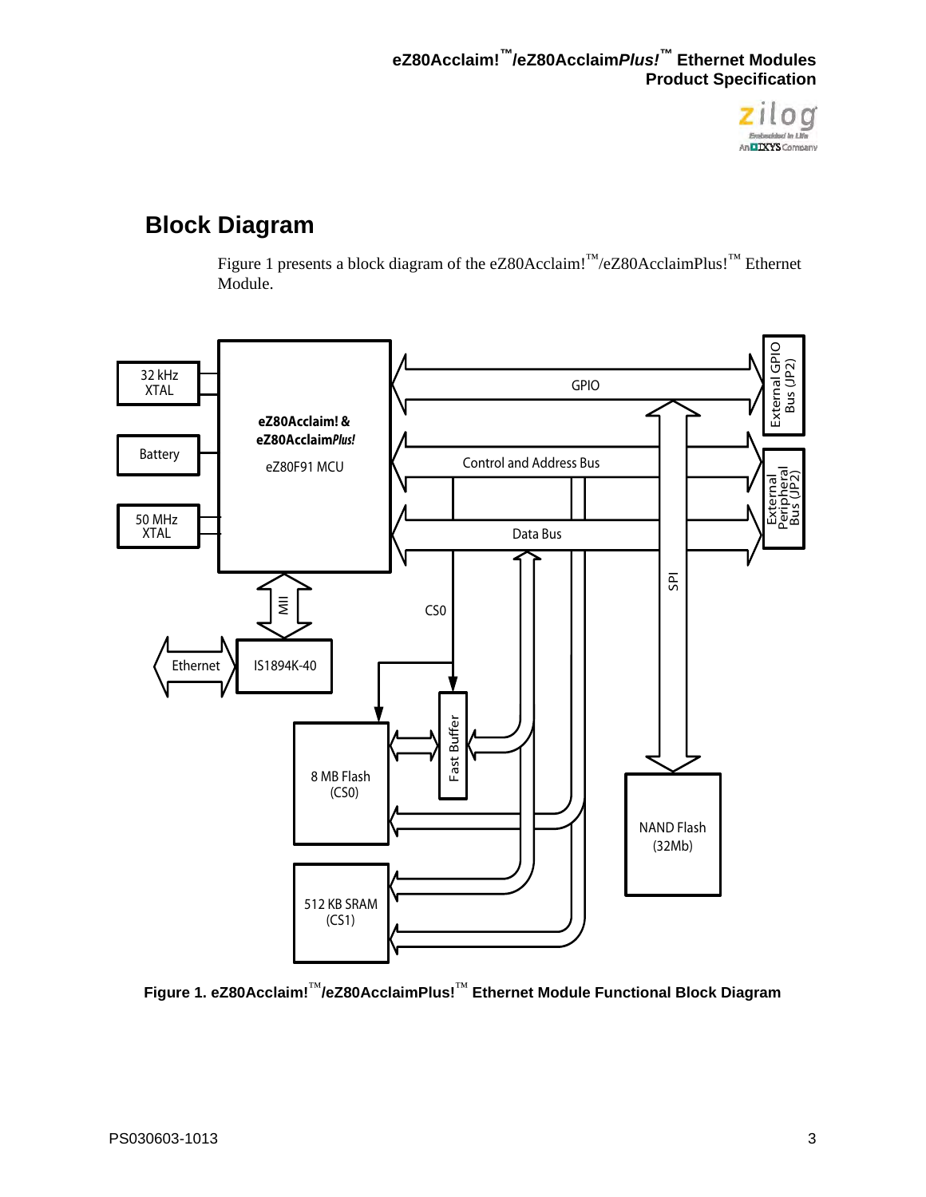## Block Diagram

Figure 1 presents a block diagram of the eZ80Acclaim!™/eZ80AcclaimPlus!™ Ethernet Module.

**Figure 1. eZ80Acclaim!™/eZ80AcclaimPlus!™ Ethernet Module Functional Block Diagram**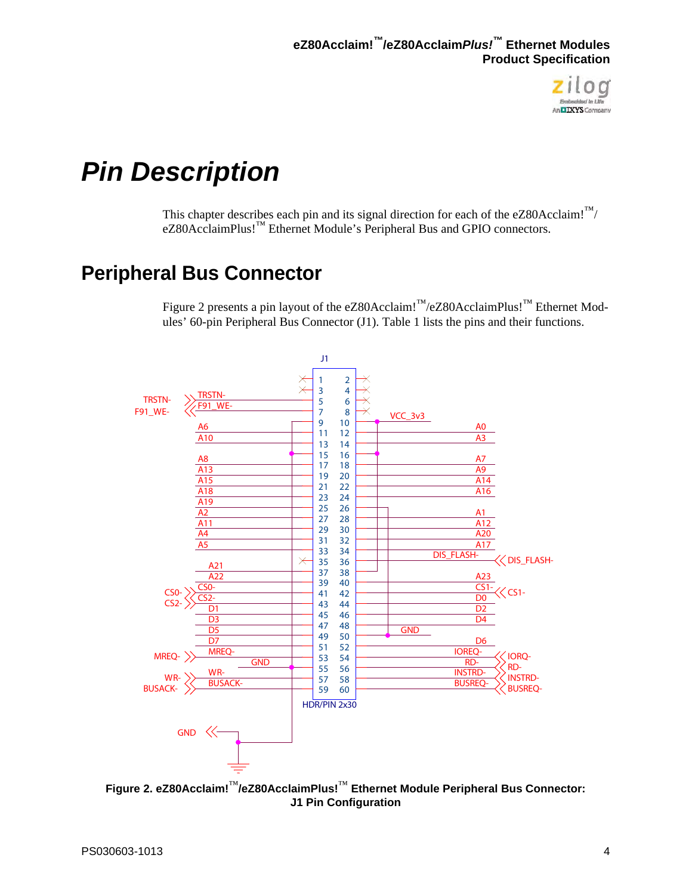# Pin Description

This chapter describes each pin and its signal direction for each of the eZ80Acclaim!™/ eZ80AcclaimPlus!™ Ethernet Module's Peripheral Bus and GPIO connectors.

## Peripheral Bus Connector

Figure 2 presents a pin layout of the eZ80Acclaim!™/eZ80AcclaimPlus!™ Ethernet Modules' 60-pin Peripheral Bus Connector (J1). Table 1 lists the pins and their functions.

**Figure 2. eZ80Acclaim!™/eZ80AcclaimPlus!™ Ethernet Module Peripheral Bus Connector: J1 Pin Configuration**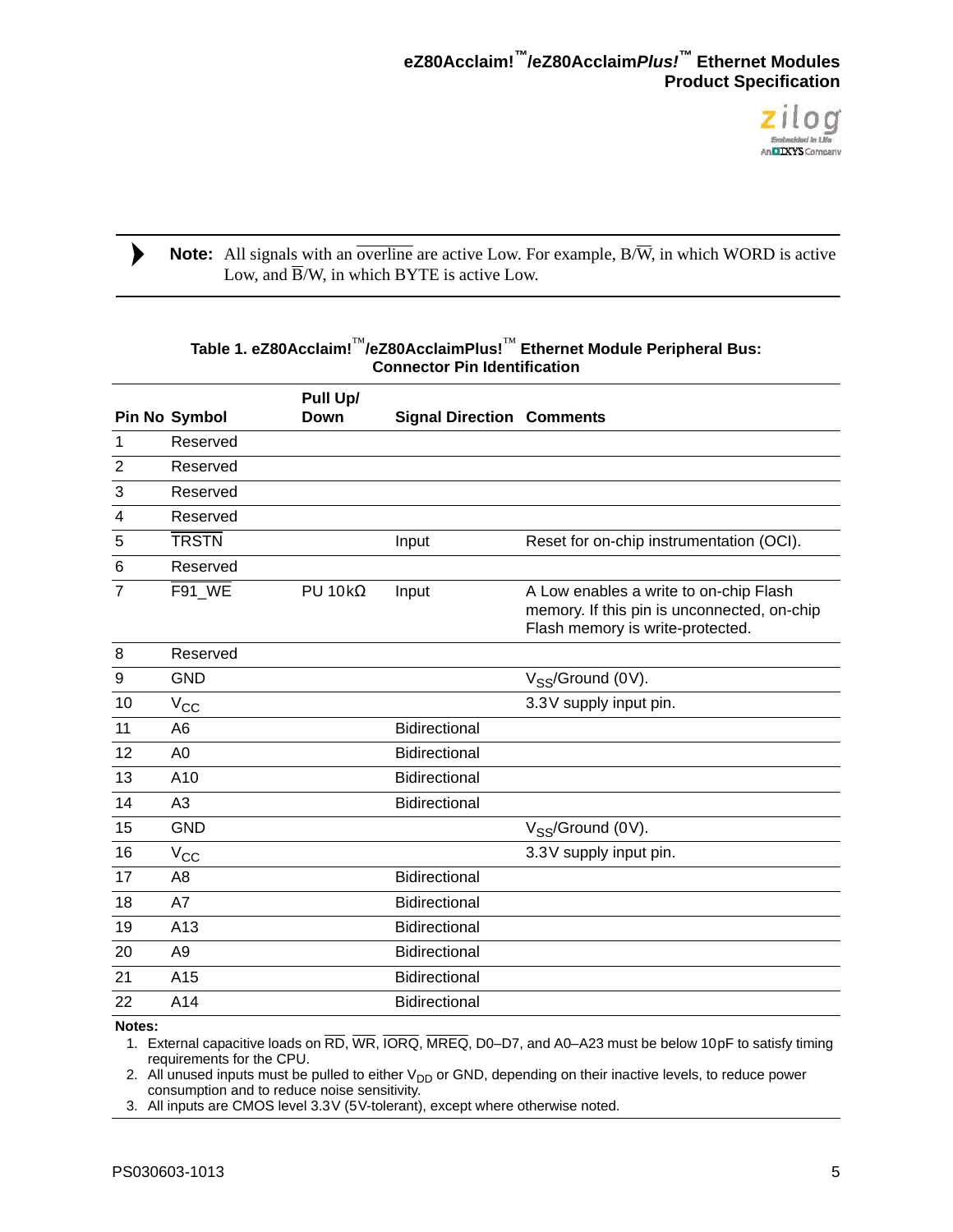**Note:** All signals with an $\overline{\text{overline}}$ are active Low. For example, B/$\overline{\text{W}}$, in which WORD is active Low, and $\overline{\text{B}}$/W, in which BYTE is active Low.

**Table 1. eZ80Acclaim!™/eZ80AcclaimPlus!™ Ethernet Module Peripheral Bus: Connector Pin Identification**

| Pin No | Symbol | Pull Up/ Down | Signal Direction | Comments |
|---|---|---|---|---|
| 1 | Reserved | | | |
| 2 | Reserved | | | |
| 3 | Reserved | | | |
| 4 | Reserved | | | |
| 5 | $\overline{\text{TRSTN}}$ | | Input | Reset for on-chip instrumentation (OCI). |
| 6 | Reserved | | | |
| 7 | $\overline{\text{F91\_WE}}$ | PU 10kΩ | Input | A Low enables a write to on-chip Flash memory. If this pin is unconnected, on-chip Flash memory is write-protected. |
| 8 | Reserved | | | |
| 9 | GND | | | $V_{SS}$/Ground (0V). |
| 10 | $V_{CC}$ | | | 3.3V supply input pin. |
| 11 | A6 | | Bidirectional | |
| 12 | A0 | | Bidirectional | |
| 13 | A10 | | Bidirectional | |
| 14 | A3 | | Bidirectional | |
| 15 | GND | | | $V_{SS}$/Ground (0V). |
| 16 | $V_{CC}$ | | | 3.3V supply input pin. |
| 17 | A8 | | Bidirectional | |
| 18 | A7 | | Bidirectional | |
| 19 | A13 | | Bidirectional | |
| 20 | A9 | | Bidirectional | |
| 21 | A15 | | Bidirectional | |
| 22 | A14 | | Bidirectional | |

**Notes:**

1. External capacitive loads on $\overline{\text{RD}}$, $\overline{\text{WR}}$, $\overline{\text{IORQ}}$, $\overline{\text{MREQ}}$, D0–D7, and A0–A23 must be below 10pF to satisfy timing requirements for the CPU.
2. All unused inputs must be pulled to either $V_{DD}$ or GND, depending on their inactive levels, to reduce power consumption and to reduce noise sensitivity.
3. All inputs are CMOS level 3.3V (5V-tolerant), except where otherwise noted.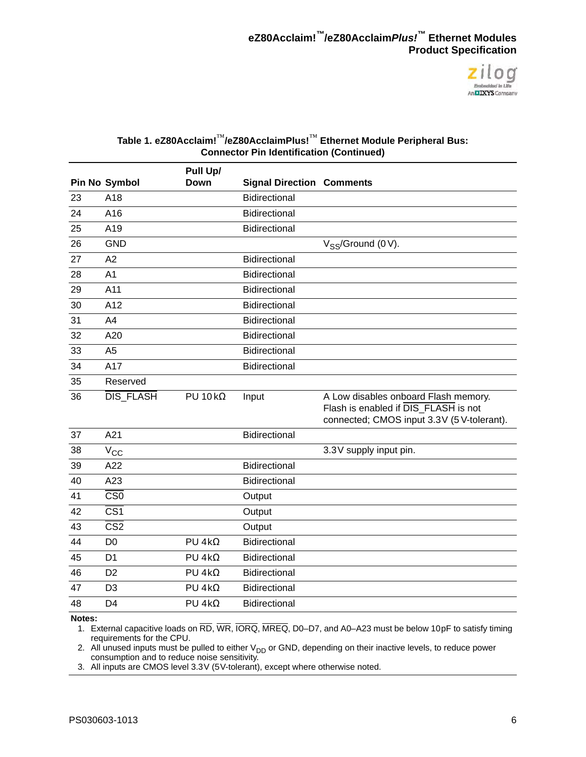**Table 1. eZ80Acclaim!™/eZ80AcclaimPlus!™ Ethernet Module Peripheral Bus: Connector Pin Identification (Continued)**

| Pin No | Symbol | Pull Up/ Down | Signal Direction | Comments |
|---|---|---|---|---|
| 23 | A18 | | Bidirectional | |
| 24 | A16 | | Bidirectional | |
| 25 | A19 | | Bidirectional | |
| 26 | GND | | | $V_{SS}$/Ground (0 V). |
| 27 | A2 | | Bidirectional | |
| 28 | A1 | | Bidirectional | |
| 29 | A11 | | Bidirectional | |
| 30 | A12 | | Bidirectional | |
| 31 | A4 | | Bidirectional | |
| 32 | A20 | | Bidirectional | |
| 33 | A5 | | Bidirectional | |
| 34 | A17 | | Bidirectional | |
| 35 | Reserved | | | |
| 36 | $\overline{\text{DIS\_FLASH}}$ | PU 10 kΩ | Input | A Low disables onboard Flash memory. Flash is enabled if $\overline{\text{DIS\_FLASH}}$ is not connected; CMOS input 3.3 V (5 V-tolerant). |
| 37 | A21 | | Bidirectional | |
| 38 | $V_{CC}$ | | | 3.3 V supply input pin. |
| 39 | A22 | | Bidirectional | |
| 40 | A23 | | Bidirectional | |
| 41 | $\overline{\text{CS0}}$ | | Output | |
| 42 | $\overline{\text{CS1}}$ | | Output | |
| 43 | $\overline{\text{CS2}}$ | | Output | |
| 44 | D0 | PU 4 kΩ | Bidirectional | |
| 45 | D1 | PU 4 kΩ | Bidirectional | |
| 46 | D2 | PU 4 kΩ | Bidirectional | |
| 47 | D3 | PU 4 kΩ | Bidirectional | |
| 48 | D4 | PU 4 kΩ | Bidirectional | |

**Notes:**

1. External capacitive loads on $\overline{\text{RD}}$, $\overline{\text{WR}}$, $\overline{\text{IORQ}}$, $\overline{\text{MREQ}}$, D0–D7, and A0–A23 must be below 10 pF to satisfy timing requirements for the CPU.
2. All unused inputs must be pulled to either $V_{DD}$ or GND, depending on their inactive levels, to reduce power consumption and to reduce noise sensitivity.
3. All inputs are CMOS level 3.3 V (5 V-tolerant), except where otherwise noted.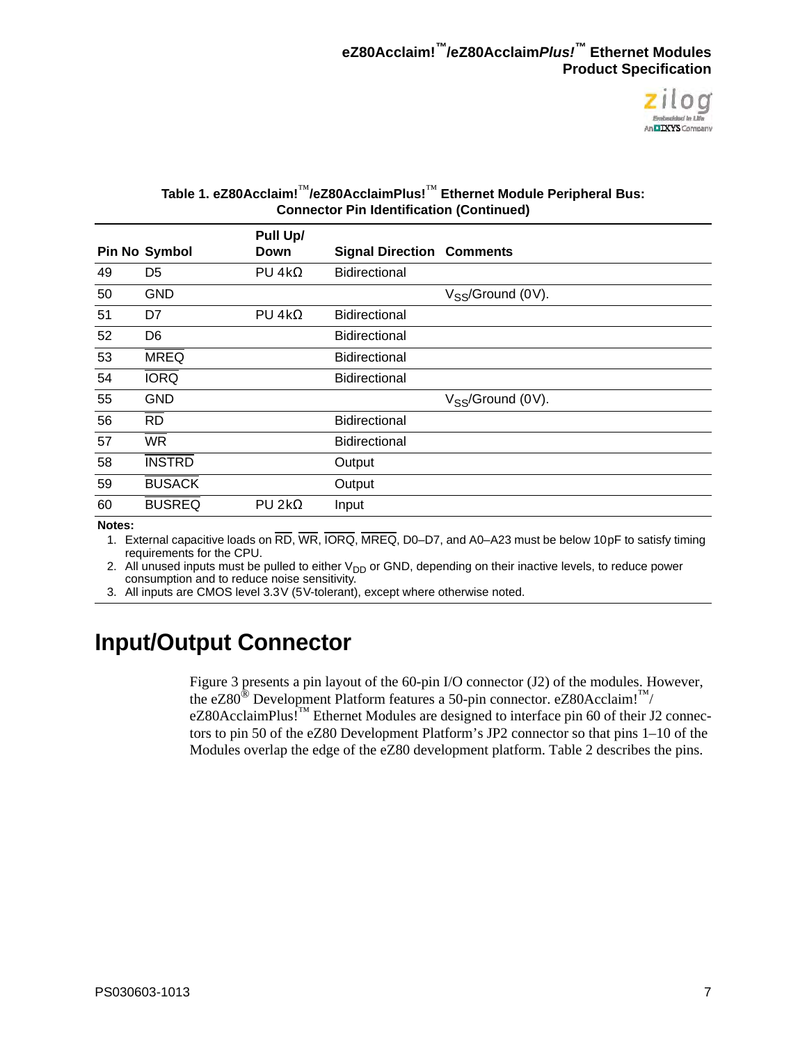**Table 1. eZ80Acclaim!™/eZ80AcclaimPlus!™ Ethernet Module Peripheral Bus: Connector Pin Identification (Continued)**

| Pin No | Symbol | Pull Up/ Down | Signal Direction | Comments |
|---|---|---|---|---|
| 49 | D5 | PU 4kΩ | Bidirectional | |
| 50 | GND | | | $V_{SS}$/Ground (0V). |
| 51 | D7 | PU 4kΩ | Bidirectional | |
| 52 | D6 | | Bidirectional | |
| 53 | $\overline{\text{MREQ}}$ | | Bidirectional | |
| 54 | $\overline{\text{IORQ}}$ | | Bidirectional | |
| 55 | GND | | | $V_{SS}$/Ground (0V). |
| 56 | $\overline{\text{RD}}$ | | Bidirectional | |
| 57 | $\overline{\text{WR}}$ | | Bidirectional | |
| 58 | $\overline{\text{INSTRD}}$ | | Output | |
| 59 | $\overline{\text{BUSACK}}$ | | Output | |
| 60 | $\overline{\text{BUSREQ}}$ | PU 2kΩ | Input | |

**Notes:**

1. External capacitive loads on $\overline{\text{RD}}$, $\overline{\text{WR}}$, $\overline{\text{IORQ}}$, $\overline{\text{MREQ}}$, D0–D7, and A0–A23 must be below 10pF to satisfy timing requirements for the CPU.
2. All unused inputs must be pulled to either $V_{DD}$ or GND, depending on their inactive levels, to reduce power consumption and to reduce noise sensitivity.
3. All inputs are CMOS level 3.3V (5V-tolerant), except where otherwise noted.

# Input/Output Connector

Figure 3 presents a pin layout of the 60-pin I/O connector (J2) of the modules. However, the eZ80® Development Platform features a 50-pin connector. eZ80Acclaim!™/ eZ80AcclaimPlus!™ Ethernet Modules are designed to interface pin 60 of their J2 connectors to pin 50 of the eZ80 Development Platform's JP2 connector so that pins 1–10 of the Modules overlap the edge of the eZ80 development platform. Table 2 describes the pins.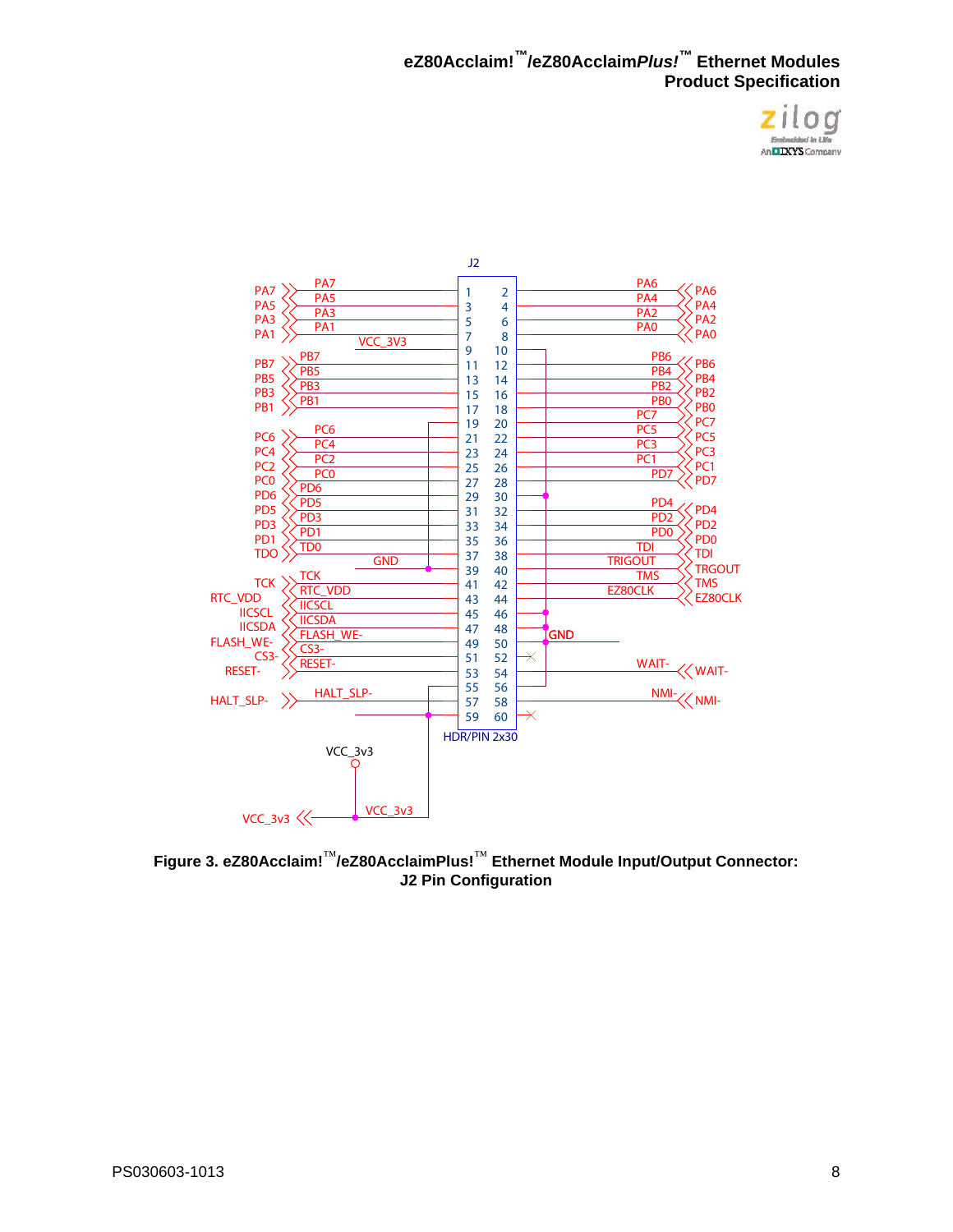Figure 3. eZ80Acclaim!™/eZ80AcclaimPlus!™ Ethernet Module Input/Output Connector: J2 Pin Configuration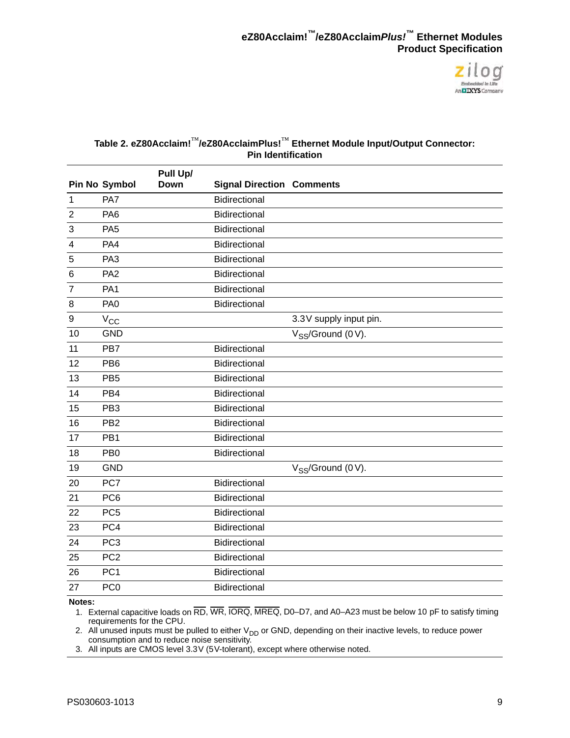**Table 2. eZ80Acclaim!™/eZ80AcclaimPlus!™ Ethernet Module Input/Output Connector: Pin Identification**

| Pin No | Symbol | Pull Up/ Down | Signal Direction | Comments |
|---|---|---|---|---|
| 1 | PA7 | | Bidirectional | |
| 2 | PA6 | | Bidirectional | |
| 3 | PA5 | | Bidirectional | |
| 4 | PA4 | | Bidirectional | |
| 5 | PA3 | | Bidirectional | |
| 6 | PA2 | | Bidirectional | |
| 7 | PA1 | | Bidirectional | |
| 8 | PA0 | | Bidirectional | |
| 9 | $V_{CC}$ | | | 3.3V supply input pin. |
| 10 | GND | | | $V_{SS}$/Ground (0 V). |
| 11 | PB7 | | Bidirectional | |
| 12 | PB6 | | Bidirectional | |
| 13 | PB5 | | Bidirectional | |
| 14 | PB4 | | Bidirectional | |
| 15 | PB3 | | Bidirectional | |
| 16 | PB2 | | Bidirectional | |
| 17 | PB1 | | Bidirectional | |
| 18 | PB0 | | Bidirectional | |
| 19 | GND | | | $V_{SS}$/Ground (0 V). |
| 20 | PC7 | | Bidirectional | |
| 21 | PC6 | | Bidirectional | |
| 22 | PC5 | | Bidirectional | |
| 23 | PC4 | | Bidirectional | |
| 24 | PC3 | | Bidirectional | |
| 25 | PC2 | | Bidirectional | |
| 26 | PC1 | | Bidirectional | |
| 27 | PC0 | | Bidirectional | |

**Notes:**

1. External capacitive loads on $\overline{RD}$, $\overline{WR}$, $\overline{IORQ}$, $\overline{MREQ}$, D0–D7, and A0–A23 must be below 10 pF to satisfy timing requirements for the CPU.
2. All unused inputs must be pulled to either $V_{DD}$ or GND, depending on their inactive levels, to reduce power consumption and to reduce noise sensitivity.
3. All inputs are CMOS level 3.3V (5V-tolerant), except where otherwise noted.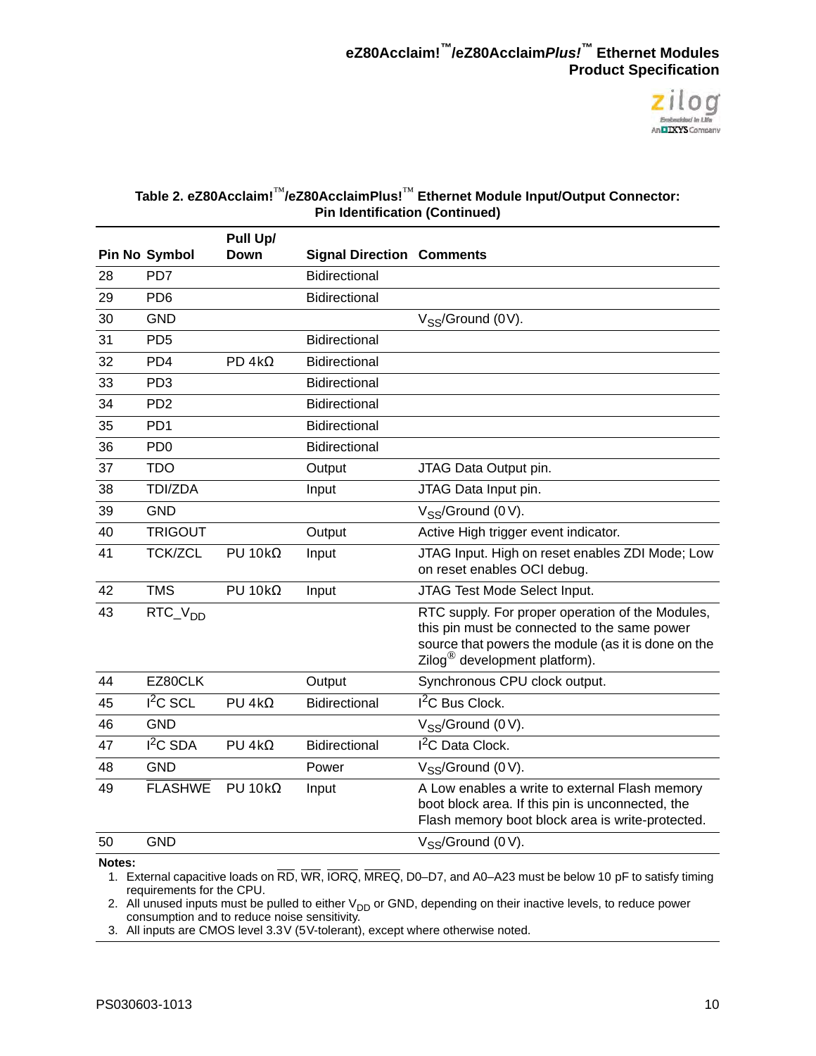**Table 2. eZ80Acclaim!™/eZ80AcclaimPlus!™ Ethernet Module Input/Output Connector: Pin Identification (Continued)**

| Pin No | Symbol | Pull Up/ Down | Signal Direction | Comments |
|---|---|---|---|---|
| 28 | PD7 | | Bidirectional | |
| 29 | PD6 | | Bidirectional | |
| 30 | GND | | | $V_{SS}$/Ground (0V). |
| 31 | PD5 | | Bidirectional | |
| 32 | PD4 | PD 4kΩ | Bidirectional | |
| 33 | PD3 | | Bidirectional | |
| 34 | PD2 | | Bidirectional | |
| 35 | PD1 | | Bidirectional | |
| 36 | PD0 | | Bidirectional | |
| 37 | TDO | | Output | JTAG Data Output pin. |
| 38 | TDI/ZDA | | Input | JTAG Data Input pin. |
| 39 | GND | | | $V_{SS}$/Ground (0 V). |
| 40 | TRIGOUT | | Output | Active High trigger event indicator. |
| 41 | TCK/ZCL | PU 10kΩ | Input | JTAG Input. High on reset enables ZDI Mode; Low on reset enables OCI debug. |
| 42 | TMS | PU 10kΩ | Input | JTAG Test Mode Select Input. |
| 43 | RTC_$V_{DD}$ | | | RTC supply. For proper operation of the Modules, this pin must be connected to the same power source that powers the module (as it is done on the Zilog® development platform). |
| 44 | EZ80CLK | | Output | Synchronous CPU clock output. |
| 45 | $I^2C$ SCL | PU 4kΩ | Bidirectional | $I^2C$ Bus Clock. |
| 46 | GND | | | $V_{SS}$/Ground (0 V). |
| 47 | $I^2C$ SDA | PU 4kΩ | Bidirectional | $I^2C$ Data Clock. |
| 48 | GND | | Power | $V_{SS}$/Ground (0 V). |
| 49 | $\overline{FLASHWE}$ | PU 10kΩ | Input | A Low enables a write to external Flash memory boot block area. If this pin is unconnected, the Flash memory boot block area is write-protected. |
| 50 | GND | | | $V_{SS}$/Ground (0 V). |

**Notes:**

1. External capacitive loads on $\overline{RD}$, $\overline{WR}$, $\overline{IORQ}$, $\overline{MREQ}$, D0–D7, and A0–A23 must be below 10 pF to satisfy timing requirements for the CPU.
2. All unused inputs must be pulled to either $V_{DD}$ or GND, depending on their inactive levels, to reduce power consumption and to reduce noise sensitivity.
3. All inputs are CMOS level 3.3V (5V-tolerant), except where otherwise noted.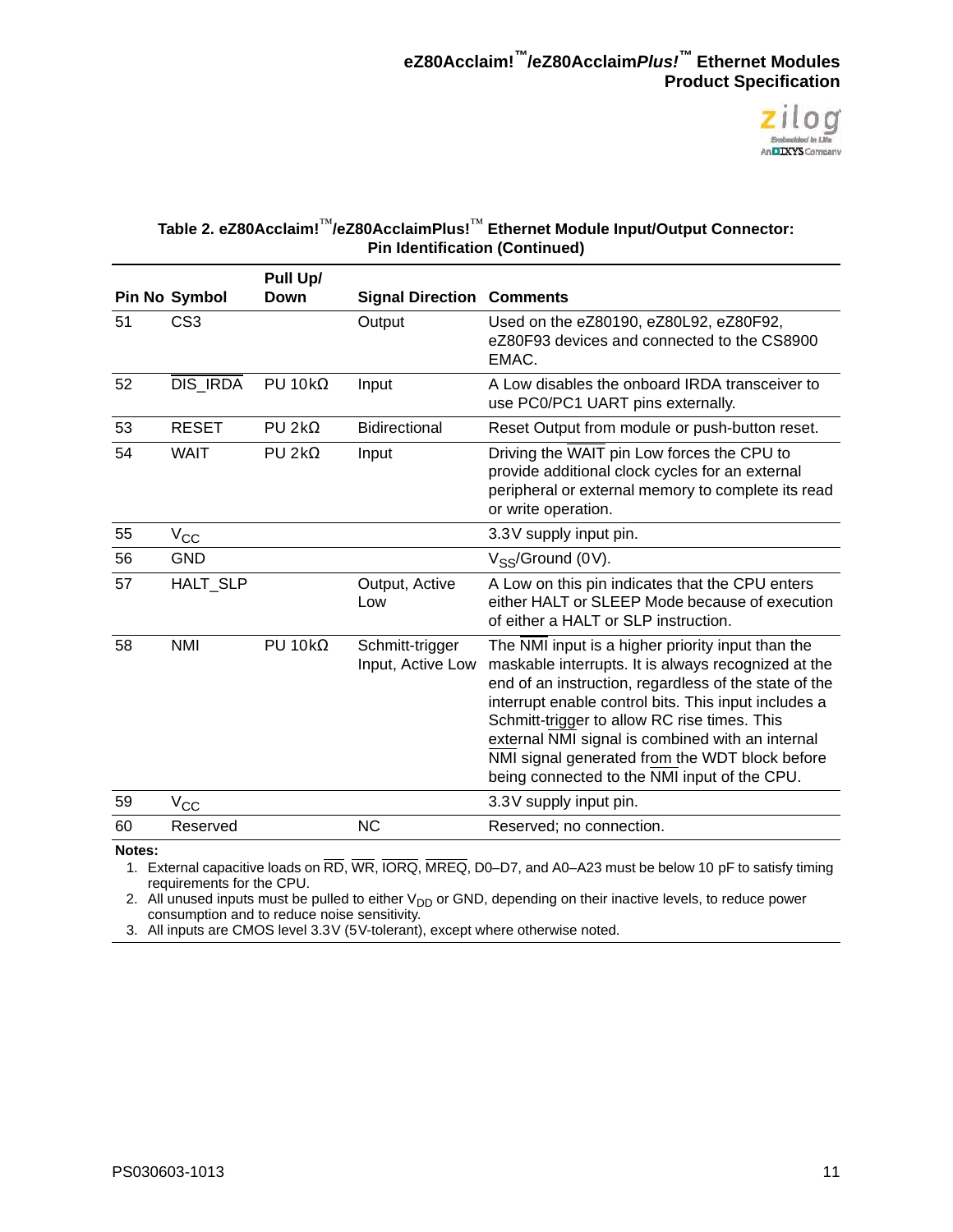**Table 2. eZ80Acclaim!™/eZ80AcclaimPlus!™ Ethernet Module Input/Output Connector: Pin Identification (Continued)**

| Pin No | Symbol | Pull Up/ Down | Signal Direction | Comments |
|---|---|---|---|---|
| 51 | CS3 | | Output | Used on the eZ80190, eZ80L92, eZ80F92, eZ80F93 devices and connected to the CS8900 EMAC. |
| 52 | $\overline{\text{DIS\_IRDA}}$ | PU 10kΩ | Input | A Low disables the onboard IRDA transceiver to use PC0/PC1 UART pins externally. |
| 53 | RESET | PU 2kΩ | Bidirectional | Reset Output from module or push-button reset. |
| 54 | WAIT | PU 2kΩ | Input | Driving the $\overline{\text{WAIT}}$ pin Low forces the CPU to provide additional clock cycles for an external peripheral or external memory to complete its read or write operation. |
| 55 | $V_{CC}$ | | | 3.3V supply input pin. |
| 56 | GND | | | $V_{SS}$/Ground (0V). |
| 57 | HALT_SLP | | Output, Active Low | A Low on this pin indicates that the CPU enters either HALT or SLEEP Mode because of execution of either a HALT or SLP instruction. |
| 58 | NMI | PU 10kΩ | Schmitt-trigger Input, Active Low | The $\overline{\text{NMI}}$ input is a higher priority input than the maskable interrupts. It is always recognized at the end of an instruction, regardless of the state of the interrupt enable control bits. This input includes a Schmitt-trigger to allow RC rise times. This external $\overline{\text{NMI}}$ signal is combined with an internal $\overline{\text{NMI}}$ signal generated from the WDT block before being connected to the $\overline{\text{NMI}}$ input of the CPU. |
| 59 | $V_{CC}$ | | | 3.3V supply input pin. |
| 60 | Reserved | | NC | Reserved; no connection. |

**Notes:**

1. External capacitive loads on $\overline{\text{RD}}$, $\overline{\text{WR}}$, $\overline{\text{IORQ}}$, $\overline{\text{MREQ}}$, D0–D7, and A0–A23 must be below 10 pF to satisfy timing requirements for the CPU.
2. All unused inputs must be pulled to either $V_{DD}$ or GND, depending on their inactive levels, to reduce power consumption and to reduce noise sensitivity.
3. All inputs are CMOS level 3.3V (5V-tolerant), except where otherwise noted.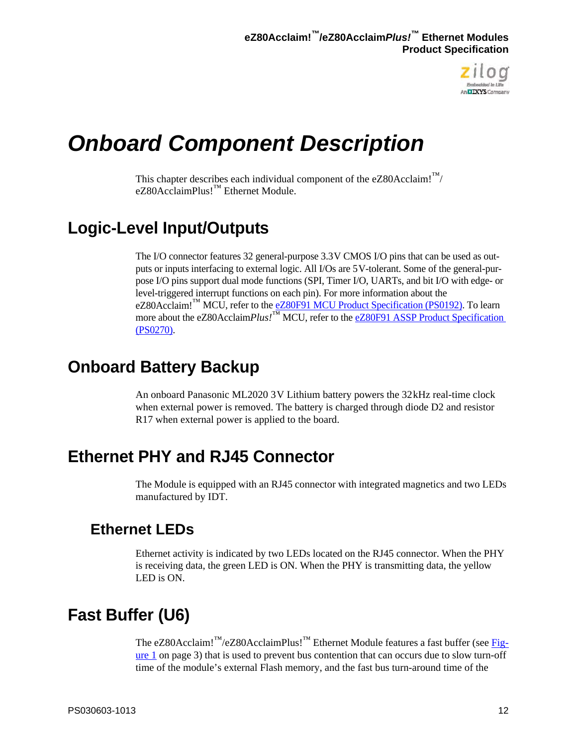# Onboard Component Description

This chapter describes each individual component of the eZ80Acclaim!™/ eZ80AcclaimPlus!™ Ethernet Module.

## Logic-Level Input/Outputs

The I/O connector features 32 general-purpose 3.3V CMOS I/O pins that can be used as outputs or inputs interfacing to external logic. All I/Os are 5V-tolerant. Some of the general-purpose I/O pins support dual mode functions (SPI, Timer I/O, UARTs, and bit I/O with edge- or level-triggered interrupt functions on each pin). For more information about the eZ80Acclaim!™ MCU, refer to the eZ80F91 MCU Product Specification (PS0192). To learn more about the eZ80Acclaim*Plus!*™ MCU, refer to the eZ80F91 ASSP Product Specification (PS0270).

## Onboard Battery Backup

An onboard Panasonic ML2020 3V Lithium battery powers the 32kHz real-time clock when external power is removed. The battery is charged through diode D2 and resistor R17 when external power is applied to the board.

## Ethernet PHY and RJ45 Connector

The Module is equipped with an RJ45 connector with integrated magnetics and two LEDs manufactured by IDT.

### Ethernet LEDs

Ethernet activity is indicated by two LEDs located on the RJ45 connector. When the PHY is receiving data, the green LED is ON. When the PHY is transmitting data, the yellow LED is ON.

## Fast Buffer (U6)

The eZ80Acclaim!™/eZ80AcclaimPlus!™ Ethernet Module features a fast buffer (see Figure 1 on page 3) that is used to prevent bus contention that can occurs due to slow turn-off time of the module's external Flash memory, and the fast bus turn-around time of the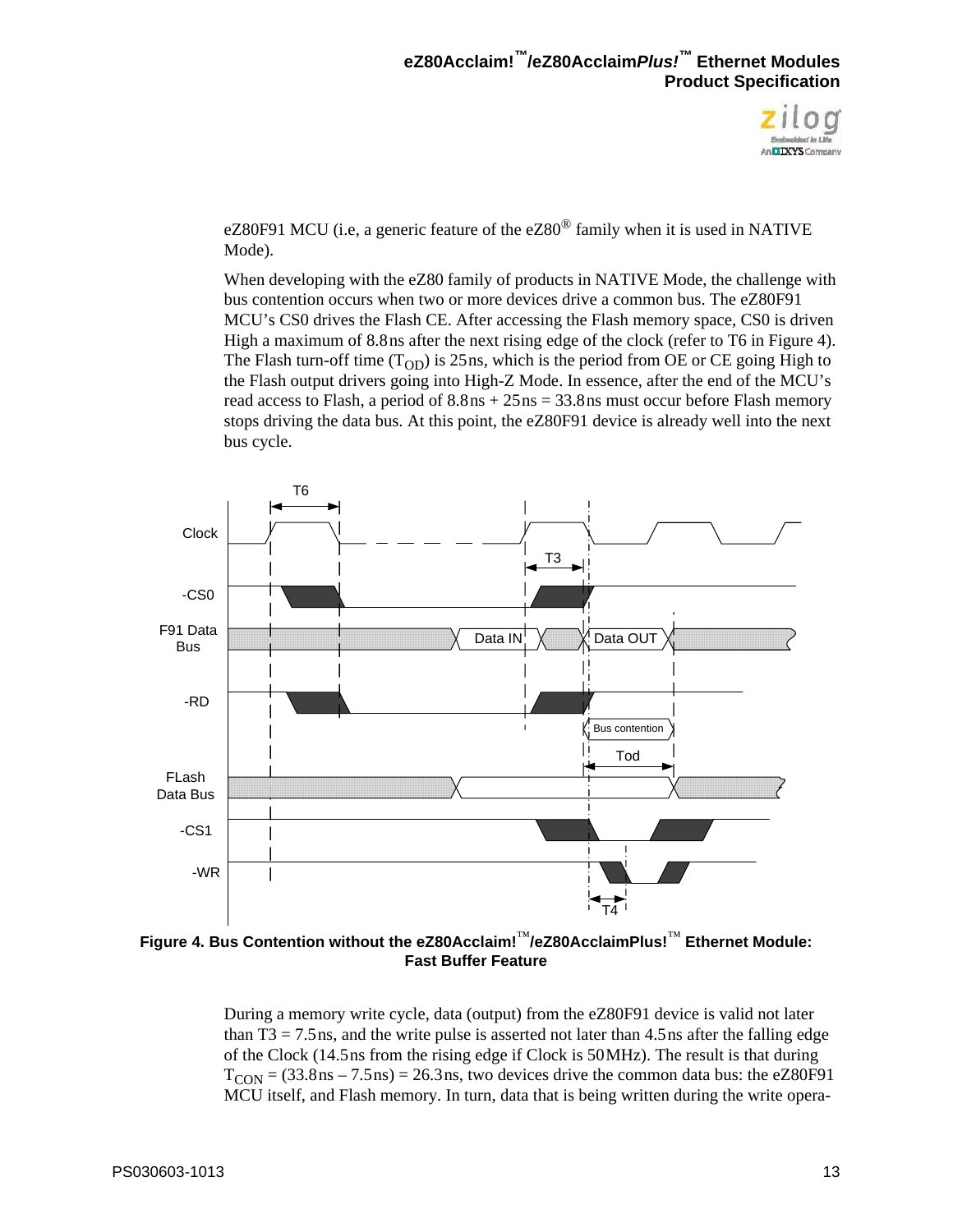eZ80F91 MCU (i.e, a generic feature of the eZ80® family when it is used in NATIVE Mode).

When developing with the eZ80 family of products in NATIVE Mode, the challenge with bus contention occurs when two or more devices drive a common bus. The eZ80F91 MCU's CS0 drives the Flash CE. After accessing the Flash memory space, CS0 is driven High a maximum of 8.8ns after the next rising edge of the clock (refer to T6 in Figure 4). The Flash turn-off time ($T_{OD}$) is 25ns, which is the period from OE or CE going High to the Flash output drivers going into High-Z Mode. In essence, after the end of the MCU's read access to Flash, a period of 8.8ns + 25ns = 33.8ns must occur before Flash memory stops driving the data bus. At this point, the eZ80F91 device is already well into the next bus cycle.

**Figure 4. Bus Contention without the eZ80Acclaim!™/eZ80AcclaimPlus!™ Ethernet Module: Fast Buffer Feature**

During a memory write cycle, data (output) from the eZ80F91 device is valid not later than T3 = 7.5ns, and the write pulse is asserted not later than 4.5ns after the falling edge of the Clock (14.5ns from the rising edge if Clock is 50MHz). The result is that during $T_{CON}$ = (33.8ns – 7.5ns) = 26.3ns, two devices drive the common data bus: the eZ80F91 MCU itself, and Flash memory. In turn, data that is being written during the write opera-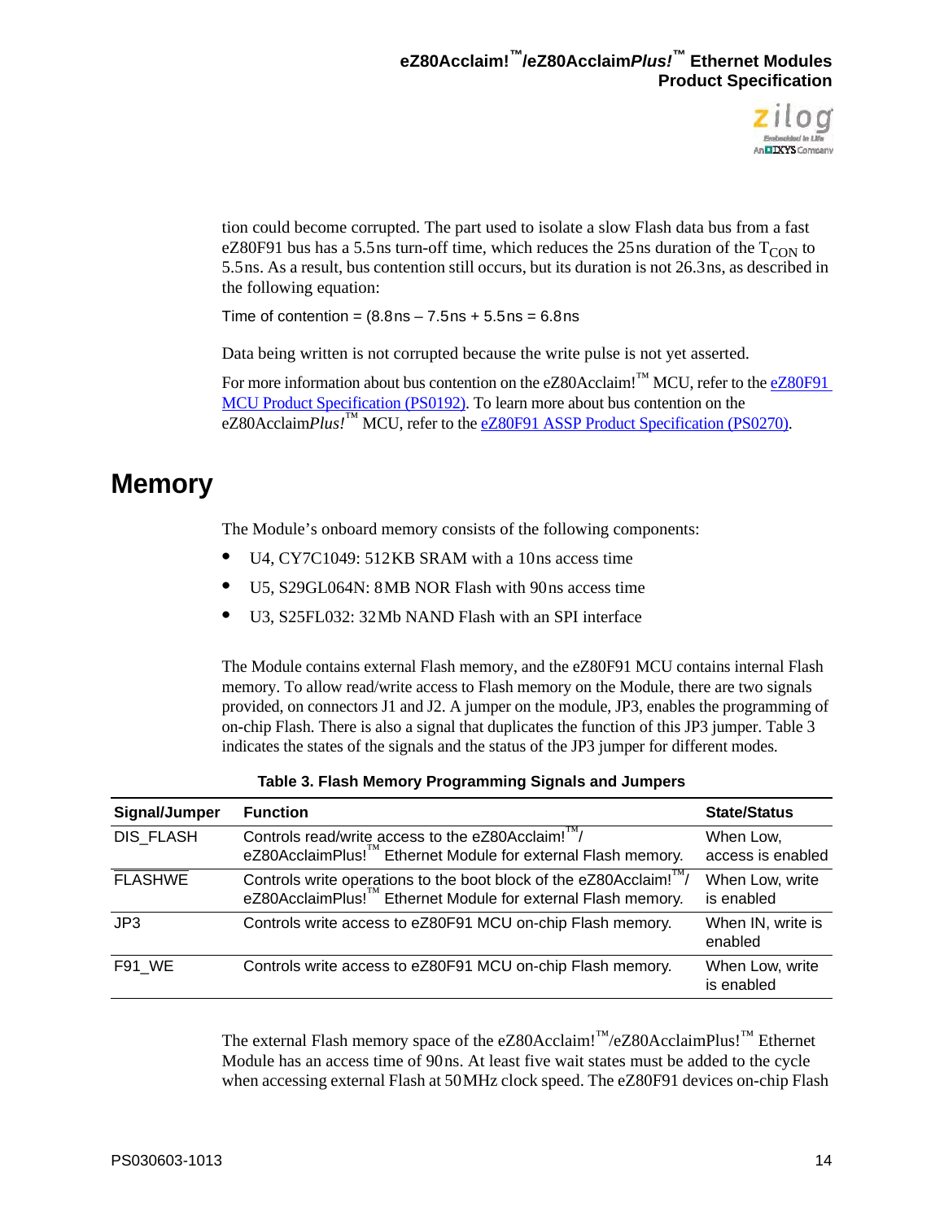tion could become corrupted. The part used to isolate a slow Flash data bus from a fast eZ80F91 bus has a 5.5ns turn-off time, which reduces the 25ns duration of the $T_{CON}$ to 5.5ns. As a result, bus contention still occurs, but its duration is not 26.3ns, as described in the following equation:

Time of contention = (8.8ns – 7.5ns + 5.5ns = 6.8ns

Data being written is not corrupted because the write pulse is not yet asserted.

For more information about bus contention on the eZ80Acclaim!™ MCU, refer to the [eZ80F91 MCU Product Specification (PS0192)](). To learn more about bus contention on the eZ80Acclaim*Plus!*™ MCU, refer to the [eZ80F91 ASSP Product Specification (PS0270)]().

# Memory

The Module's onboard memory consists of the following components:

- U4, CY7C1049: 512KB SRAM with a 10ns access time
- U5, S29GL064N: 8MB NOR Flash with 90ns access time
- U3, S25FL032: 32Mb NAND Flash with an SPI interface

The Module contains external Flash memory, and the eZ80F91 MCU contains internal Flash memory. To allow read/write access to Flash memory on the Module, there are two signals provided, on connectors J1 and J2. A jumper on the module, JP3, enables the programming of on-chip Flash. There is also a signal that duplicates the function of this JP3 jumper. Table 3 indicates the states of the signals and the status of the JP3 jumper for different modes.

**Table 3. Flash Memory Programming Signals and Jumpers**

| Signal/Jumper | Function | State/Status |
|---|---|---|
| DIS_FLASH | Controls read/write access to the eZ80Acclaim!™/ eZ80AcclaimPlus!™ Ethernet Module for external Flash memory. | When Low, access is enabled |
| $\overline{\text{FLASHWE}}$ | Controls write operations to the boot block of the eZ80Acclaim!™/ eZ80AcclaimPlus!™ Ethernet Module for external Flash memory. | When Low, write is enabled |
| JP3 | Controls write access to eZ80F91 MCU on-chip Flash memory. | When IN, write is enabled |
| F91_WE | Controls write access to eZ80F91 MCU on-chip Flash memory. | When Low, write is enabled |

The external Flash memory space of the eZ80Acclaim!™/eZ80AcclaimPlus!™ Ethernet Module has an access time of 90ns. At least five wait states must be added to the cycle when accessing external Flash at 50MHz clock speed. The eZ80F91 devices on-chip Flash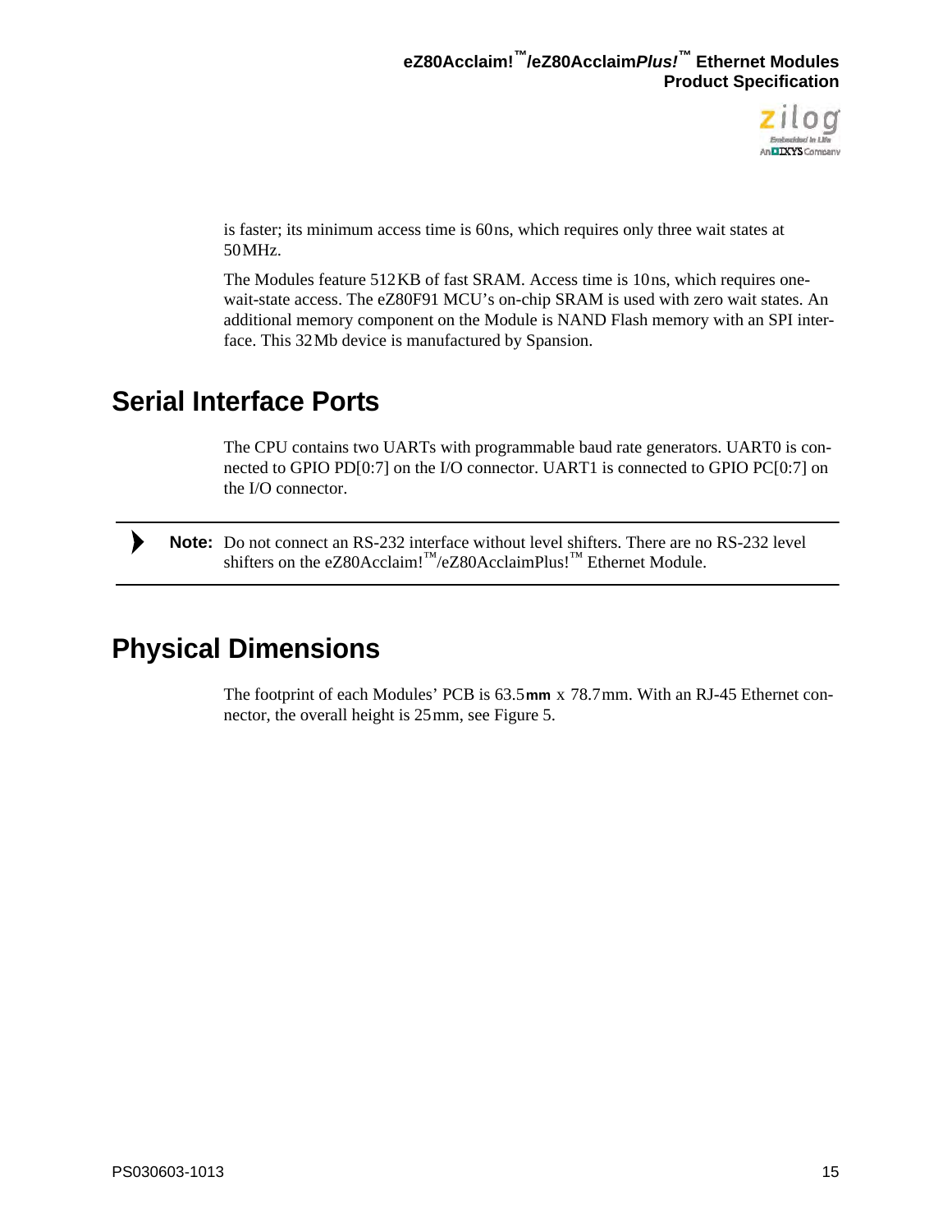is faster; its minimum access time is 60ns, which requires only three wait states at 50MHz.

The Modules feature 512KB of fast SRAM. Access time is 10ns, which requires one-wait-state access. The eZ80F91 MCU's on-chip SRAM is used with zero wait states. An additional memory component on the Module is NAND Flash memory with an SPI interface. This 32Mb device is manufactured by Spansion.

## Serial Interface Ports

The CPU contains two UARTs with programmable baud rate generators. UART0 is connected to GPIO PD[0:7] on the I/O connector. UART1 is connected to GPIO PC[0:7] on the I/O connector.

> **Note:** Do not connect an RS-232 interface without level shifters. There are no RS-232 level shifters on the eZ80Acclaim!™/eZ80AcclaimPlus!™ Ethernet Module.

## Physical Dimensions

The footprint of each Modules' PCB is 63.5mm x 78.7mm. With an RJ-45 Ethernet connector, the overall height is 25mm, see Figure 5.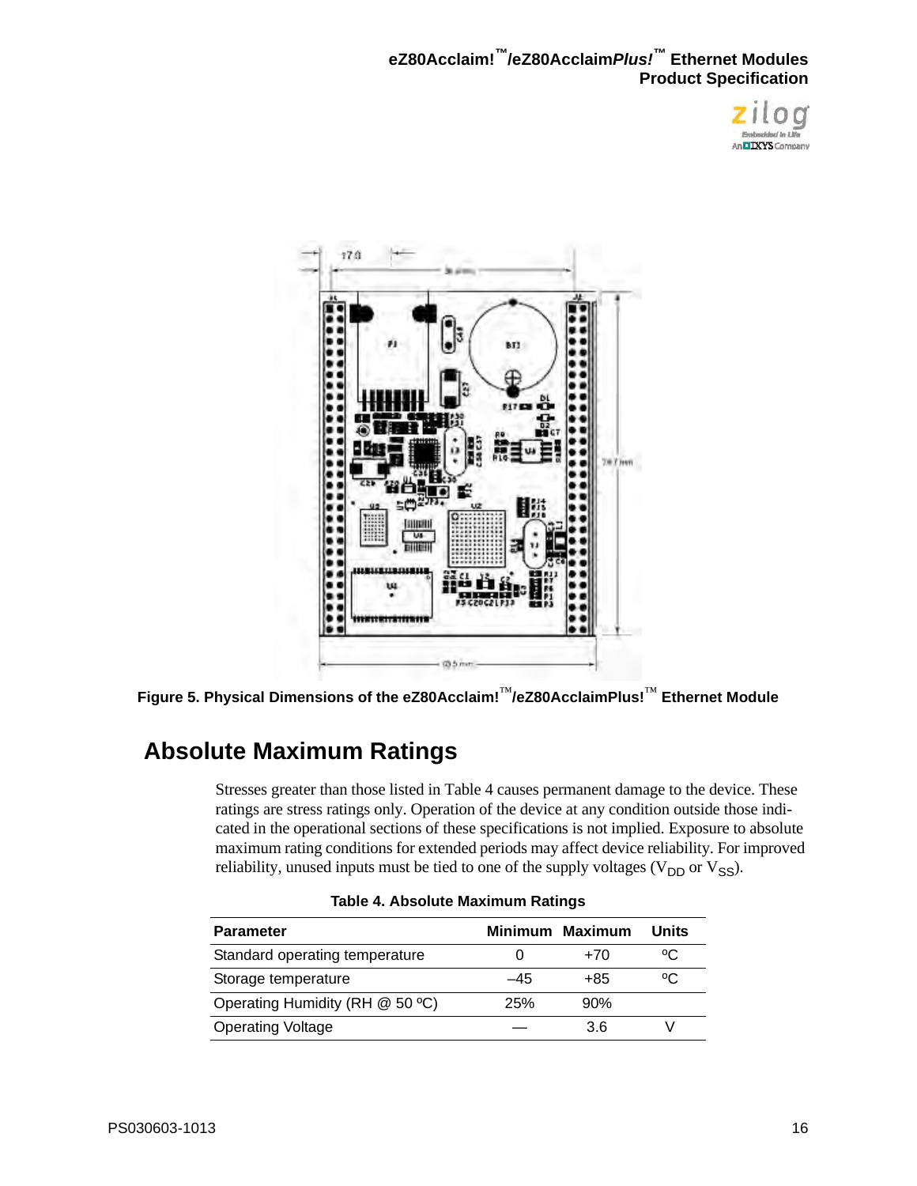Figure 5. Physical Dimensions of the eZ80Acclaim!™/eZ80AcclaimPlus!™ Ethernet Module

## Absolute Maximum Ratings

Stresses greater than those listed in Table 4 causes permanent damage to the device. These ratings are stress ratings only. Operation of the device at any condition outside those indicated in the operational sections of these specifications is not implied. Exposure to absolute maximum rating conditions for extended periods may affect device reliability. For improved reliability, unused inputs must be tied to one of the supply voltages ($V_{DD}$ or $V_{SS}$).

**Table 4. Absolute Maximum Ratings**

| Parameter | Minimum | Maximum | Units |
|---|---|---|---|
| Standard operating temperature | 0 | +70 | ºC |
| Storage temperature | –45 | +85 | ºC |
| Operating Humidity (RH @ 50 ºC) | 25% | 90% | |
| Operating Voltage | — | 3.6 | V |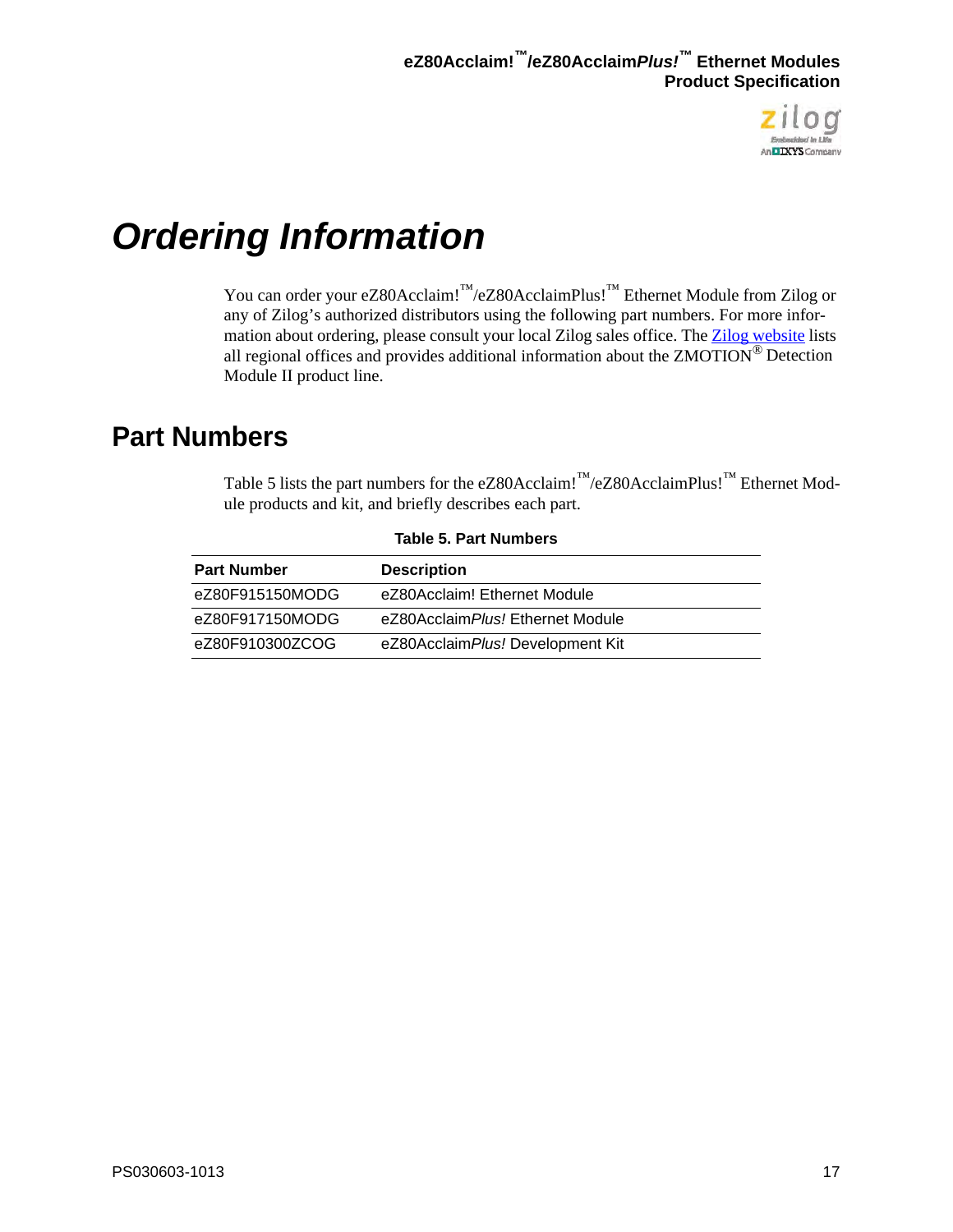# Ordering Information

You can order your eZ80Acclaim!™/eZ80AcclaimPlus!™ Ethernet Module from Zilog or any of Zilog's authorized distributors using the following part numbers. For more information about ordering, please consult your local Zilog sales office. The Zilog website lists all regional offices and provides additional information about the ZMOTION® Detection Module II product line.

## Part Numbers

Table 5 lists the part numbers for the eZ80Acclaim!™/eZ80AcclaimPlus!™ Ethernet Module products and kit, and briefly describes each part.

**Table 5. Part Numbers**

| Part Number | Description |
|---|---|
| eZ80F915150MODG | eZ80Acclaim! Ethernet Module |
| eZ80F917150MODG | eZ80Acclaim*Plus!* Ethernet Module |
| eZ80F910300ZCOG | eZ80Acclaim*Plus!* Development Kit |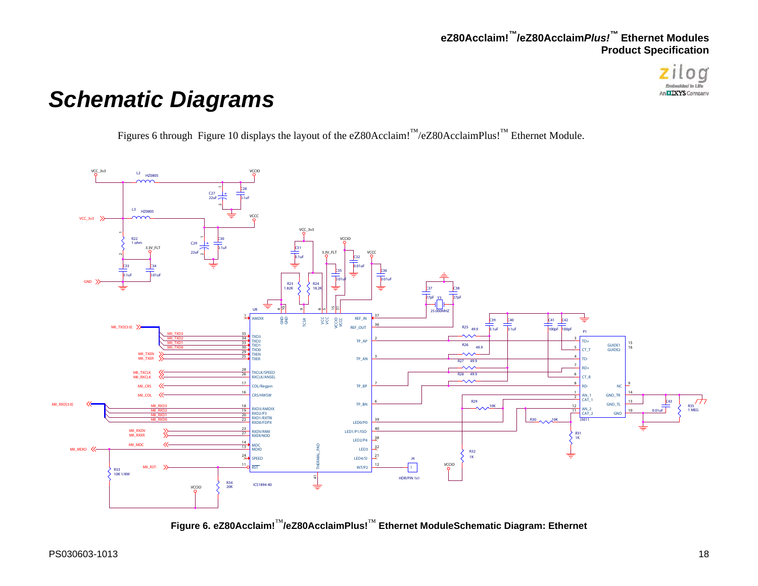# Schematic Diagrams

Figures 6 through Figure 10 displays the layout of the eZ80Acclaim!™/eZ80AcclaimPlus!™ Ethernet Module.

**Figure 6. eZ80Acclaim!™/eZ80AcclaimPlus!™ Ethernet ModuleSchematic Diagram: Ethernet**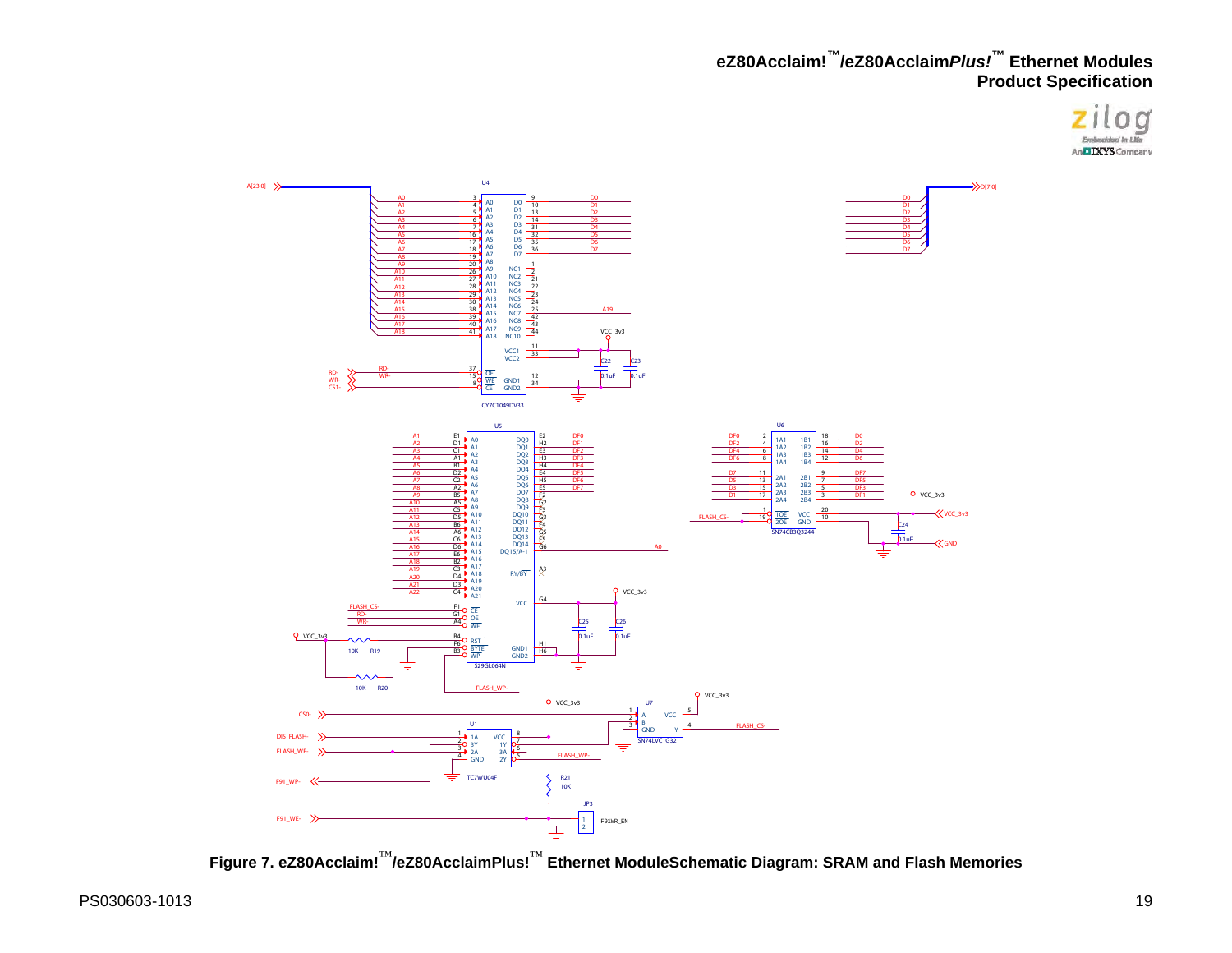Figure 7. eZ80Acclaim!™/eZ80AcclaimPlus!™ Ethernet ModuleSchematic Diagram: SRAM and Flash Memories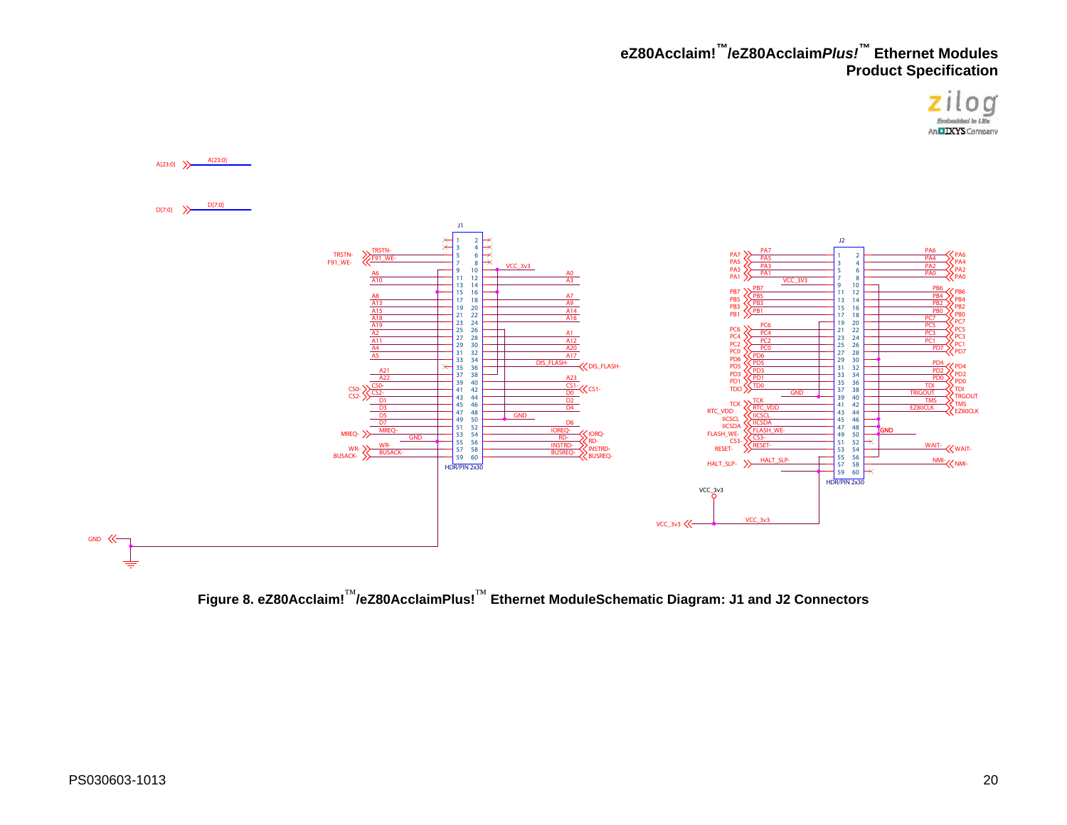Figure 8. eZ80Acclaim!™/eZ80AcclaimPlus!™ Ethernet ModuleSchematic Diagram: J1 and J2 Connectors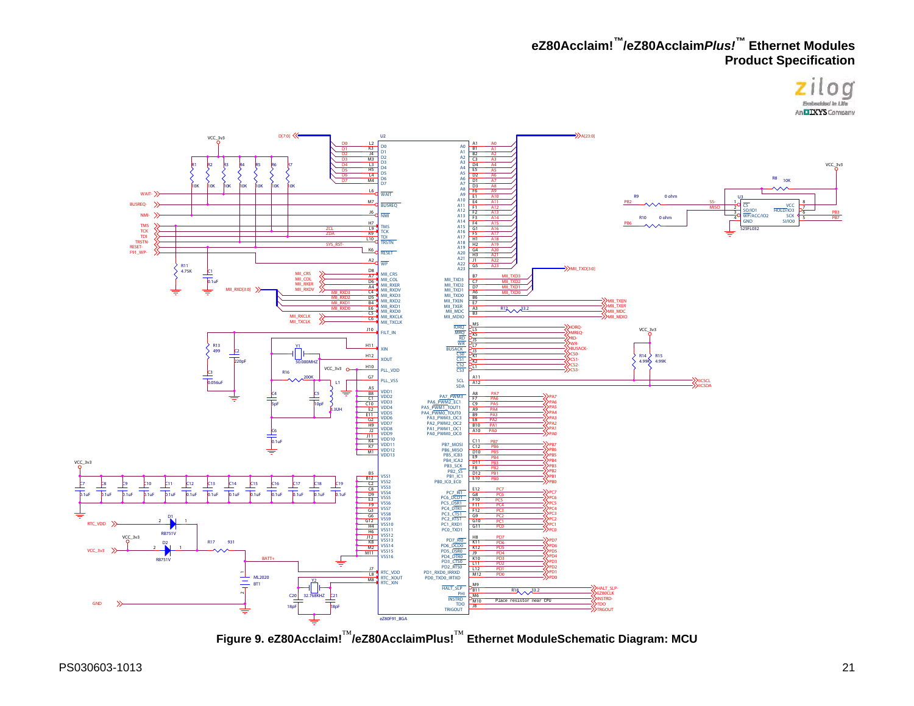Figure 9. eZ80Acclaim!™/eZ80AcclaimPlus!™ Ethernet ModuleSchematic Diagram: MCU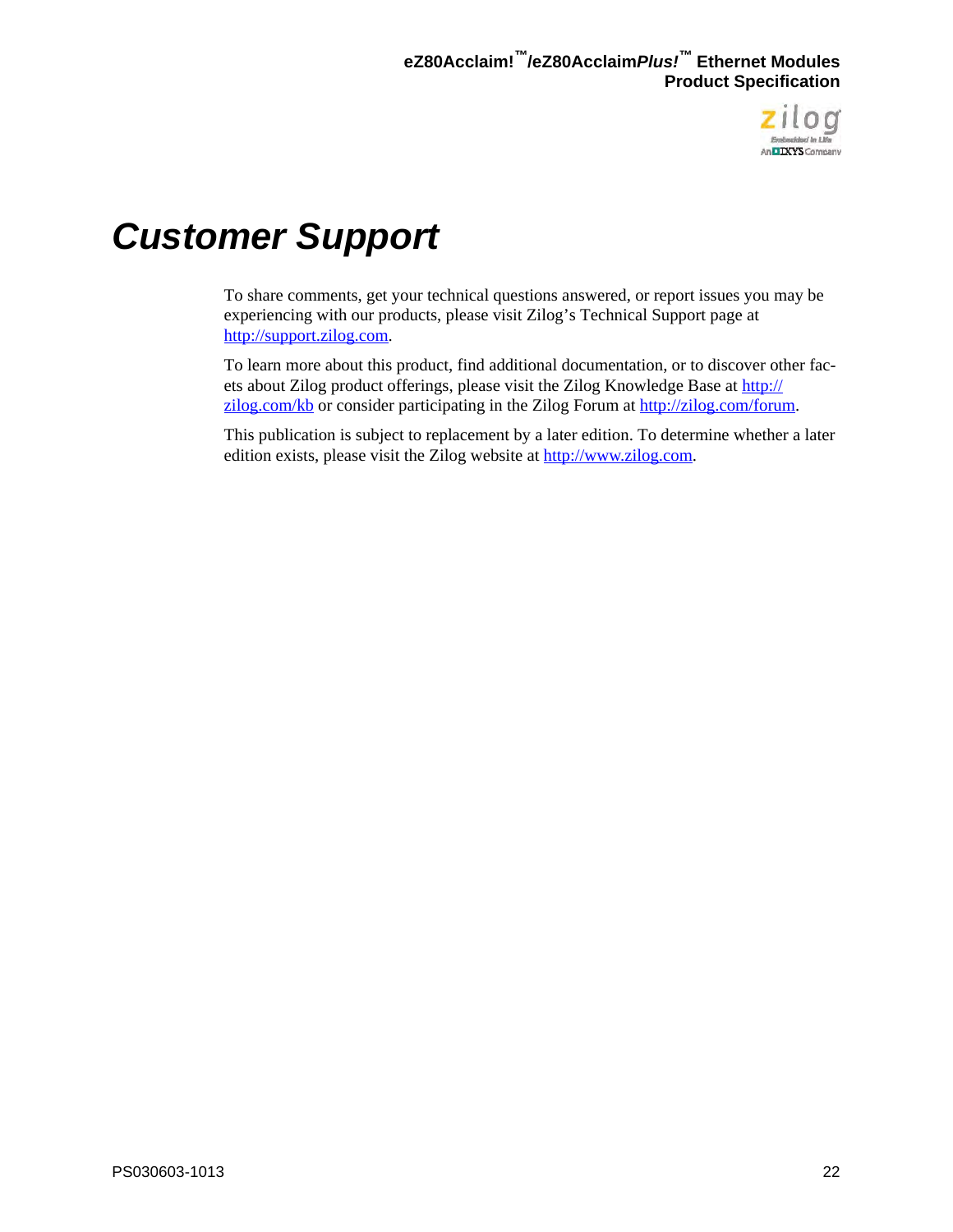# Customer Support

To share comments, get your technical questions answered, or report issues you may be experiencing with our products, please visit Zilog's Technical Support page at http://support.zilog.com.

To learn more about this product, find additional documentation, or to discover other facets about Zilog product offerings, please visit the Zilog Knowledge Base at http://zilog.com/kb or consider participating in the Zilog Forum at http://zilog.com/forum.

This publication is subject to replacement by a later edition. To determine whether a later edition exists, please visit the Zilog website at http://www.zilog.com.